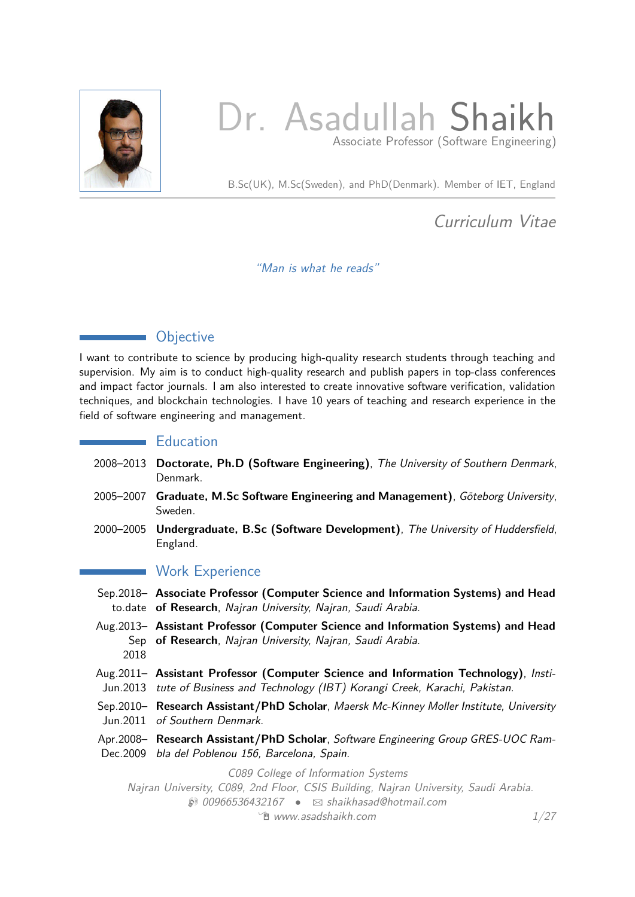# Dr. Asadullah Shaikh

Associate Professor (Software Engineering)

B.Sc(UK), M.Sc(Sweden), and PhD(Denmark). Member of IET, England

*Curriculum Vitae*

*"Man is what he reads"*

## Objective

I want to contribute to science by producing high-quality research students through teaching and supervision. My aim is to conduct high-quality research and publish papers in top-class conferences and impact factor journals. I am also interested to create innovative software verification, validation techniques, and blockchain technologies. I have 10 years of teaching and research experience in the field of software engineering and management.

## Education

2008–2013 **Doctorate, Ph.D (Software Engineering)**, *The University of Southern Denmark*, Denmark.

2005–2007 **Graduate, M.Sc Software Engineering and Management)**, *Göteborg University*, Sweden.

2000–2005 **Undergraduate, B.Sc (Software Development)**, *The University of Huddersfield*, England.

## Work Experience

Sep.2018–to.date **Associate Professor (Computer Science and Information Systems) and Head of Research**, *Najran University, Najran, Saudi Arabia.*

Aug.2013–Sep 2018 **Assistant Professor (Computer Science and Information Systems) and Head of Research**, *Najran University, Najran, Saudi Arabia.*

Aug.2011–Jun.2013 **Assistant Professor (Computer Science and Information Technology)**, *Institute of Business and Technology (IBT) Korangi Creek, Karachi, Pakistan.*

Sep.2010–Jun.2011 **Research Assistant/PhD Scholar**, *Maersk Mc-Kinney Moller Institute, University of Southern Denmark.*

Apr.2008–Dec.2009 **Research Assistant/PhD Scholar**, *Software Engineering Group GRES-UOC Rambla del Poblenou 156, Barcelona, Spain.*

*C089 College of Information Systems*
*Najran University, C089, 2nd Floor, CSIS Building, Najran University, Saudi Arabia.*
*00966536432167 • shaikhasad@hotmail.com*
*www.asadshaikh.com*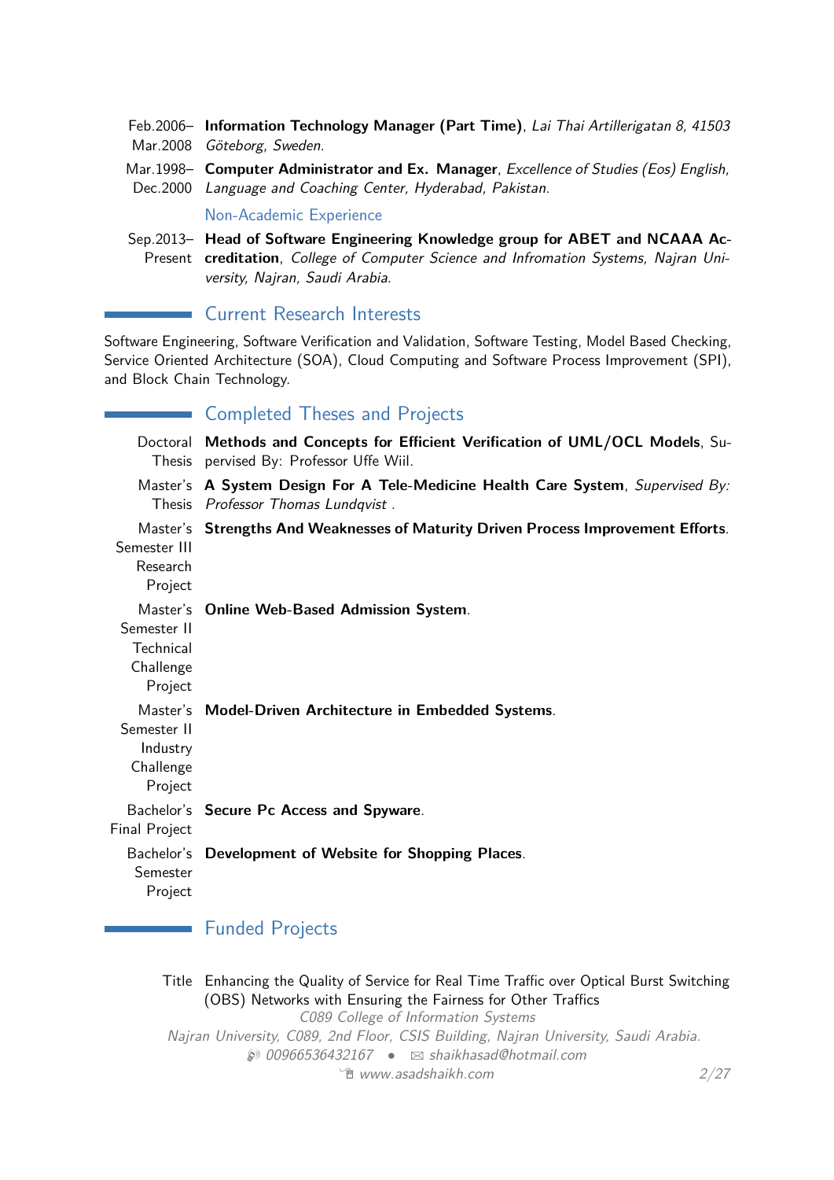Feb.2006– Mar.2008 **Information Technology Manager (Part Time)**, *Lai Thai Artillerigatan 8, 41503 Göteborg, Sweden.*

Mar.1998– Dec.2000 **Computer Administrator and Ex. Manager**, *Excellence of Studies (Eos) English, Language and Coaching Center, Hyderabad, Pakistan.*

### Non-Academic Experience

Sep.2013– Present **Head of Software Engineering Knowledge group for ABET and NCAAA Accreditation**, *College of Computer Science and Infromation Systems, Najran University, Najran, Saudi Arabia.*

## Current Research Interests

Software Engineering, Software Verification and Validation, Software Testing, Model Based Checking, Service Oriented Architecture (SOA), Cloud Computing and Software Process Improvement (SPI), and Block Chain Technology.

## Completed Theses and Projects

Doctoral Thesis **Methods and Concepts for Efficient Verification of UML/OCL Models**, Supervised By: Professor Uffe Wiil.

Master's Thesis **A System Design For A Tele-Medicine Health Care System**, *Supervised By: Professor Thomas Lundqvist .*

Master's Semester III Research Project **Strengths And Weaknesses of Maturity Driven Process Improvement Efforts**.

Master's Semester II Technical Challenge Project **Online Web-Based Admission System**.

Master's Semester II Industry Challenge Project **Model-Driven Architecture in Embedded Systems**.

Bachelor's Final Project **Secure Pc Access and Spyware**.

Bachelor's Semester Project **Development of Website for Shopping Places**.

## Funded Projects

Title Enhancing the Quality of Service for Real Time Traffic over Optical Burst Switching (OBS) Networks with Ensuring the Fairness for Other Traffics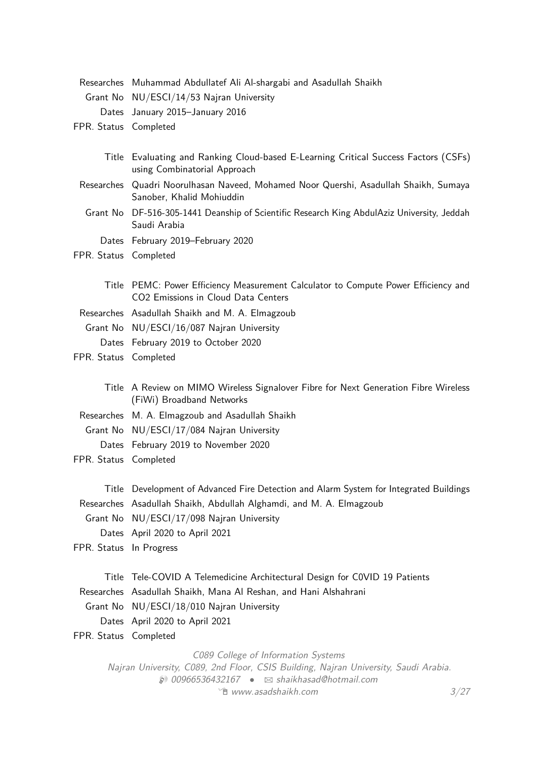| | |
|---|---|
| Researches | Muhammad Abdullatef Ali Al-shargabi and Asadullah Shaikh |
| Grant No | NU/ESCI/14/53 Najran University |
| Dates | January 2015–January 2016 |
| FPR. Status | Completed |

| | |
|---|---|
| Title | Evaluating and Ranking Cloud-based E-Learning Critical Success Factors (CSFs) using Combinatorial Approach |
| Researches | Quadri Noorulhasan Naveed, Mohamed Noor Quershi, Asadullah Shaikh, Sumaya Sanober, Khalid Mohiuddin |
| Grant No | DF-516-305-1441 Deanship of Scientific Research King AbdulAziz University, Jeddah Saudi Arabia |
| Dates | February 2019–February 2020 |
| FPR. Status | Completed |

| | |
|---|---|
| Title | PEMC: Power Efficiency Measurement Calculator to Compute Power Efficiency and CO2 Emissions in Cloud Data Centers |
| Researches | Asadullah Shaikh and M. A. Elmagzoub |
| Grant No | NU/ESCI/16/087 Najran University |
| Dates | February 2019 to October 2020 |
| FPR. Status | Completed |

| | |
|---|---|
| Title | A Review on MIMO Wireless Signalover Fibre for Next Generation Fibre Wireless (FiWi) Broadband Networks |
| Researches | M. A. Elmagzoub and Asadullah Shaikh |
| Grant No | NU/ESCI/17/084 Najran University |
| Dates | February 2019 to November 2020 |
| FPR. Status | Completed |

| | |
|---|---|
| Title | Development of Advanced Fire Detection and Alarm System for Integrated Buildings |
| Researches | Asadullah Shaikh, Abdullah Alghamdi, and M. A. Elmagzoub |
| Grant No | NU/ESCI/17/098 Najran University |
| Dates | April 2020 to April 2021 |
| FPR. Status | In Progress |

| | |
|---|---|
| Title | Tele-COVID A Telemedicine Architectural Design for C0VID 19 Patients |
| Researches | Asadullah Shaikh, Mana Al Reshan, and Hani Alshahrani |
| Grant No | NU/ESCI/18/010 Najran University |
| Dates | April 2020 to April 2021 |
| FPR. Status | Completed |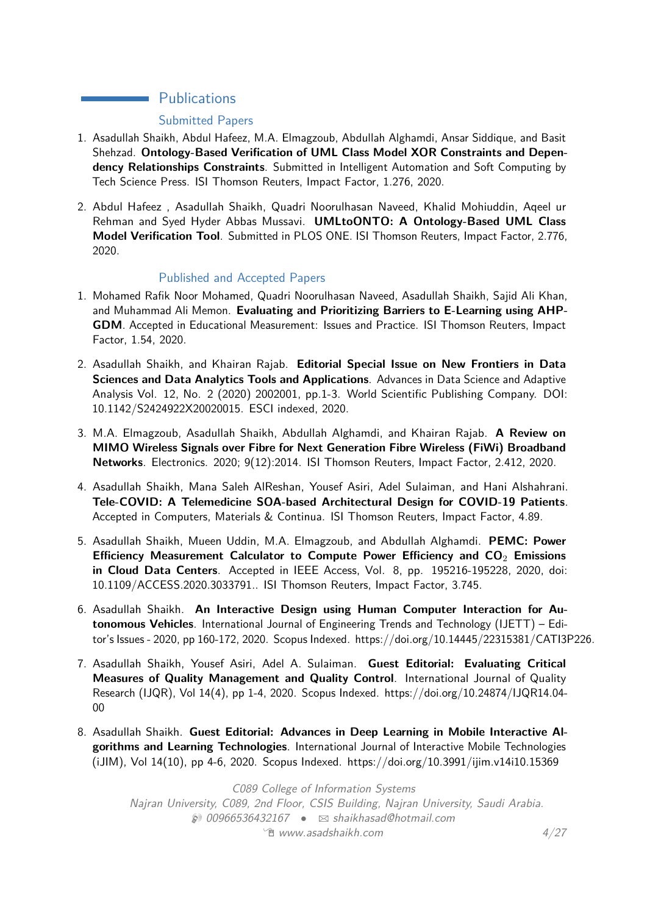## Publications

### Submitted Papers

1. Asadullah Shaikh, Abdul Hafeez, M.A. Elmagzoub, Abdullah Alghamdi, Ansar Siddique, and Basit Shehzad. **Ontology-Based Verification of UML Class Model XOR Constraints and Dependency Relationships Constraints**. Submitted in Intelligent Automation and Soft Computing by Tech Science Press. ISI Thomson Reuters, Impact Factor, 1.276, 2020.

2. Abdul Hafeez , Asadullah Shaikh, Quadri Noorulhasan Naveed, Khalid Mohiuddin, Aqeel ur Rehman and Syed Hyder Abbas Mussavi. **UMLtoONTO: A Ontology-Based UML Class Model Verification Tool**. Submitted in PLOS ONE. ISI Thomson Reuters, Impact Factor, 2.776, 2020.

### Published and Accepted Papers

1. Mohamed Rafik Noor Mohamed, Quadri Noorulhasan Naveed, Asadullah Shaikh, Sajid Ali Khan, and Muhammad Ali Memon. **Evaluating and Prioritizing Barriers to E-Learning using AHP-GDM**. Accepted in Educational Measurement: Issues and Practice. ISI Thomson Reuters, Impact Factor, 1.54, 2020.

2. Asadullah Shaikh, and Khairan Rajab. **Editorial Special Issue on New Frontiers in Data Sciences and Data Analytics Tools and Applications**. Advances in Data Science and Adaptive Analysis Vol. 12, No. 2 (2020) 2002001, pp.1-3. World Scientific Publishing Company. DOI: 10.1142/S2424922X20020015. ESCI indexed, 2020.

3. M.A. Elmagzoub, Asadullah Shaikh, Abdullah Alghamdi, and Khairan Rajab. **A Review on MIMO Wireless Signals over Fibre for Next Generation Fibre Wireless (FiWi) Broadband Networks**. Electronics. 2020; 9(12):2014. ISI Thomson Reuters, Impact Factor, 2.412, 2020.

4. Asadullah Shaikh, Mana Saleh AlReshan, Yousef Asiri, Adel Sulaiman, and Hani Alshahrani. **Tele-COVID: A Telemedicine SOA-based Architectural Design for COVID-19 Patients**. Accepted in Computers, Materials & Continua. ISI Thomson Reuters, Impact Factor, 4.89.

5. Asadullah Shaikh, Mueen Uddin, M.A. Elmagzoub, and Abdullah Alghamdi. **PEMC: Power Efficiency Measurement Calculator to Compute Power Efficiency and $CO_2$ Emissions in Cloud Data Centers**. Accepted in IEEE Access, Vol. 8, pp. 195216-195228, 2020, doi: 10.1109/ACCESS.2020.3033791.. ISI Thomson Reuters, Impact Factor, 3.745.

6. Asadullah Shaikh. **An Interactive Design using Human Computer Interaction for Autonomous Vehicles**. International Journal of Engineering Trends and Technology (IJETT) – Editor's Issues - 2020, pp 160-172, 2020. Scopus Indexed. https://doi.org/10.14445/22315381/CATI3P226.

7. Asadullah Shaikh, Yousef Asiri, Adel A. Sulaiman. **Guest Editorial: Evaluating Critical Measures of Quality Management and Quality Control**. International Journal of Quality Research (IJQR), Vol 14(4), pp 1-4, 2020. Scopus Indexed. https://doi.org/10.24874/IJQR14.04-00

8. Asadullah Shaikh. **Guest Editorial: Advances in Deep Learning in Mobile Interactive Algorithms and Learning Technologies**. International Journal of Interactive Mobile Technologies (iJIM), Vol 14(10), pp 4-6, 2020. Scopus Indexed. https://doi.org/10.3991/ijim.v14i10.15369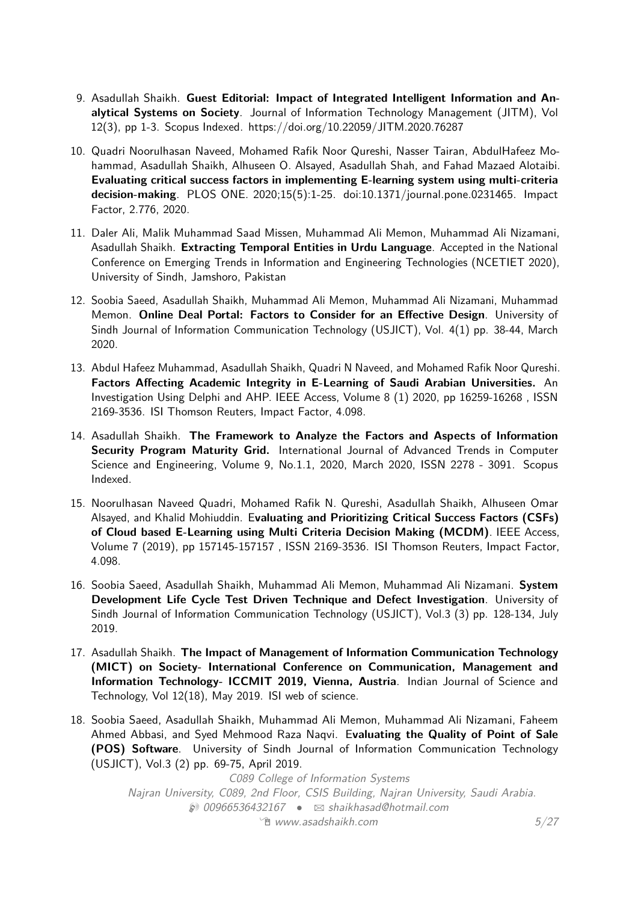9. Asadullah Shaikh. **Guest Editorial: Impact of Integrated Intelligent Information and Analytical Systems on Society**. Journal of Information Technology Management (JITM), Vol 12(3), pp 1-3. Scopus Indexed. https://doi.org/10.22059/JITM.2020.76287

10. Quadri Noorulhasan Naveed, Mohamed Rafik Noor Qureshi, Nasser Tairan, AbdulHafeez Mohammad, Asadullah Shaikh, Alhuseen O. Alsayed, Asadullah Shah, and Fahad Mazaed Alotaibi. **Evaluating critical success factors in implementing E-learning system using multi-criteria decision-making**. PLOS ONE. 2020;15(5):1-25. doi:10.1371/journal.pone.0231465. Impact Factor, 2.776, 2020.

11. Daler Ali, Malik Muhammad Saad Missen, Muhammad Ali Memon, Muhammad Ali Nizamani, Asadullah Shaikh. **Extracting Temporal Entities in Urdu Language**. Accepted in the National Conference on Emerging Trends in Information and Engineering Technologies (NCETIET 2020), University of Sindh, Jamshoro, Pakistan

12. Soobia Saeed, Asadullah Shaikh, Muhammad Ali Memon, Muhammad Ali Nizamani, Muhammad Memon. **Online Deal Portal: Factors to Consider for an Effective Design**. University of Sindh Journal of Information Communication Technology (USJICT), Vol. 4(1) pp. 38-44, March 2020.

13. Abdul Hafeez Muhammad, Asadullah Shaikh, Quadri N Naveed, and Mohamed Rafik Noor Qureshi. **Factors Affecting Academic Integrity in E-Learning of Saudi Arabian Universities.** An Investigation Using Delphi and AHP. IEEE Access, Volume 8 (1) 2020, pp 16259-16268 , ISSN 2169-3536. ISI Thomson Reuters, Impact Factor, 4.098.

14. Asadullah Shaikh. **The Framework to Analyze the Factors and Aspects of Information Security Program Maturity Grid.** International Journal of Advanced Trends in Computer Science and Engineering, Volume 9, No.1.1, 2020, March 2020, ISSN 2278 - 3091. Scopus Indexed.

15. Noorulhasan Naveed Quadri, Mohamed Rafik N. Qureshi, Asadullah Shaikh, Alhuseen Omar Alsayed, and Khalid Mohiuddin. E**valuating and Prioritizing Critical Success Factors (CSFs) of Cloud based E-Learning using Multi Criteria Decision Making (MCDM)**. IEEE Access, Volume 7 (2019), pp 157145-157157 , ISSN 2169-3536. ISI Thomson Reuters, Impact Factor, 4.098.

16. Soobia Saeed, Asadullah Shaikh, Muhammad Ali Memon, Muhammad Ali Nizamani. **System Development Life Cycle Test Driven Technique and Defect Investigation**. University of Sindh Journal of Information Communication Technology (USJICT), Vol.3 (3) pp. 128-134, July 2019.

17. Asadullah Shaikh. **The Impact of Management of Information Communication Technology (MICT) on Society- International Conference on Communication, Management and Information Technology- ICCMIT 2019, Vienna, Austria**. Indian Journal of Science and Technology, Vol 12(18), May 2019. ISI web of science.

18. Soobia Saeed, Asadullah Shaikh, Muhammad Ali Memon, Muhammad Ali Nizamani, Faheem Ahmed Abbasi, and Syed Mehmood Raza Naqvi. E**valuating the Quality of Point of Sale (POS) Software**. University of Sindh Journal of Information Communication Technology (USJICT), Vol.3 (2) pp. 69-75, April 2019.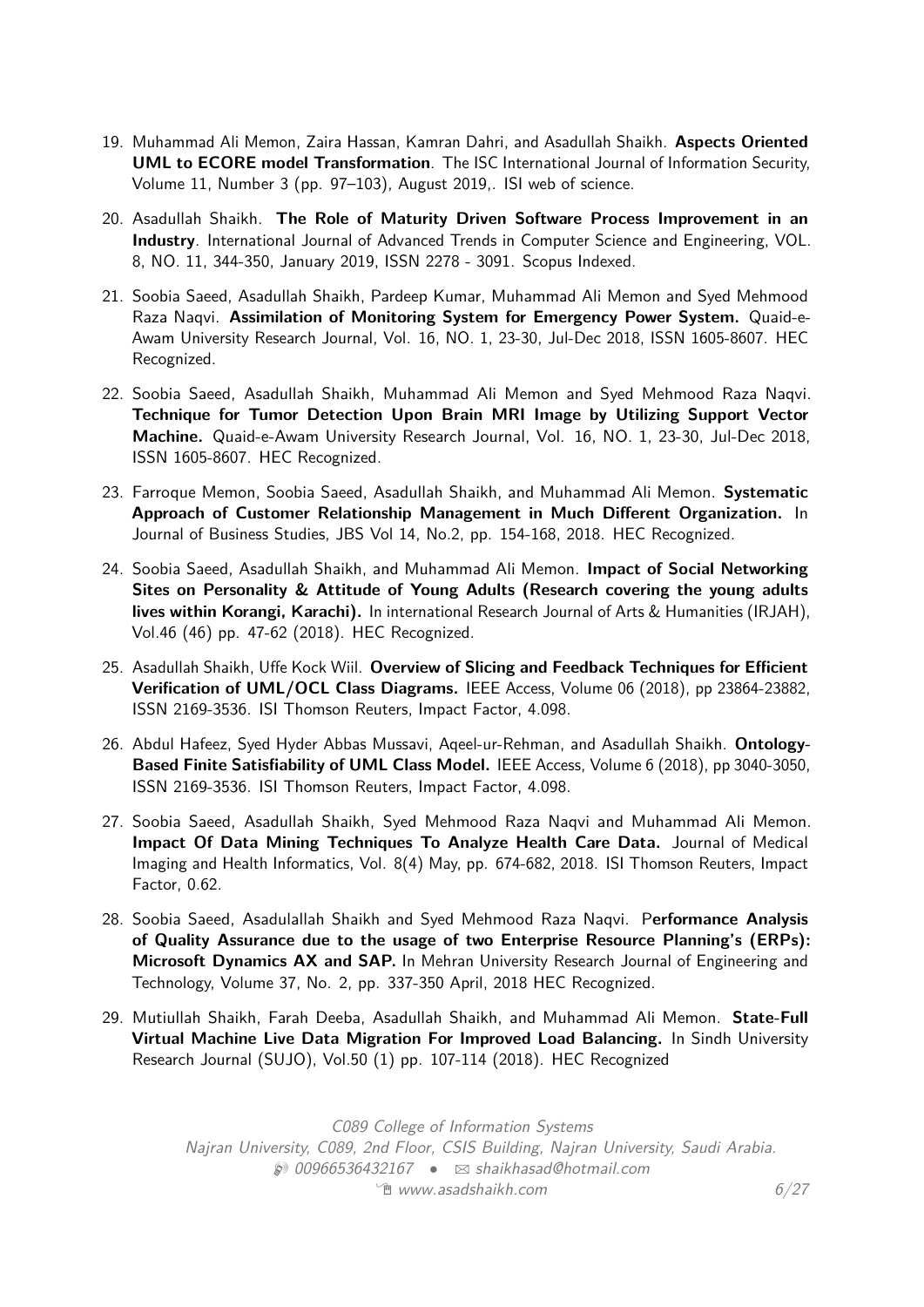19. Muhammad Ali Memon, Zaira Hassan, Kamran Dahri, and Asadullah Shaikh. **Aspects Oriented UML to ECORE model Transformation**. The ISC International Journal of Information Security, Volume 11, Number 3 (pp. 97–103), August 2019,. ISI web of science.

20. Asadullah Shaikh. **The Role of Maturity Driven Software Process Improvement in an Industry**. International Journal of Advanced Trends in Computer Science and Engineering, VOL. 8, NO. 11, 344-350, January 2019, ISSN 2278 - 3091. Scopus Indexed.

21. Soobia Saeed, Asadullah Shaikh, Pardeep Kumar, Muhammad Ali Memon and Syed Mehmood Raza Naqvi. **Assimilation of Monitoring System for Emergency Power System.** Quaid-e-Awam University Research Journal, Vol. 16, NO. 1, 23-30, Jul-Dec 2018, ISSN 1605-8607. HEC Recognized.

22. Soobia Saeed, Asadullah Shaikh, Muhammad Ali Memon and Syed Mehmood Raza Naqvi. **Technique for Tumor Detection Upon Brain MRI Image by Utilizing Support Vector Machine.** Quaid-e-Awam University Research Journal, Vol. 16, NO. 1, 23-30, Jul-Dec 2018, ISSN 1605-8607. HEC Recognized.

23. Farroque Memon, Soobia Saeed, Asadullah Shaikh, and Muhammad Ali Memon. **Systematic Approach of Customer Relationship Management in Much Different Organization.** In Journal of Business Studies, JBS Vol 14, No.2, pp. 154-168, 2018. HEC Recognized.

24. Soobia Saeed, Asadullah Shaikh, and Muhammad Ali Memon. **Impact of Social Networking Sites on Personality & Attitude of Young Adults (Research covering the young adults lives within Korangi, Karachi).** In international Research Journal of Arts & Humanities (IRJAH), Vol.46 (46) pp. 47-62 (2018). HEC Recognized.

25. Asadullah Shaikh, Uffe Kock Wiil. **Overview of Slicing and Feedback Techniques for Efficient Verification of UML/OCL Class Diagrams.** IEEE Access, Volume 06 (2018), pp 23864-23882, ISSN 2169-3536. ISI Thomson Reuters, Impact Factor, 4.098.

26. Abdul Hafeez, Syed Hyder Abbas Mussavi, Aqeel-ur-Rehman, and Asadullah Shaikh. **Ontology-Based Finite Satisfiability of UML Class Model.** IEEE Access, Volume 6 (2018), pp 3040-3050, ISSN 2169-3536. ISI Thomson Reuters, Impact Factor, 4.098.

27. Soobia Saeed, Asadullah Shaikh, Syed Mehmood Raza Naqvi and Muhammad Ali Memon. **Impact Of Data Mining Techniques To Analyze Health Care Data.** Journal of Medical Imaging and Health Informatics, Vol. 8(4) May, pp. 674-682, 2018. ISI Thomson Reuters, Impact Factor, 0.62.

28. Soobia Saeed, Asadulallah Shaikh and Syed Mehmood Raza Naqvi. P**erformance Analysis of Quality Assurance due to the usage of two Enterprise Resource Planning's (ERPs): Microsoft Dynamics AX and SAP.** In Mehran University Research Journal of Engineering and Technology, Volume 37, No. 2, pp. 337-350 April, 2018 HEC Recognized.

29. Mutiullah Shaikh, Farah Deeba, Asadullah Shaikh, and Muhammad Ali Memon. **State-Full Virtual Machine Live Data Migration For Improved Load Balancing.** In Sindh University Research Journal (SUJO), Vol.50 (1) pp. 107-114 (2018). HEC Recognized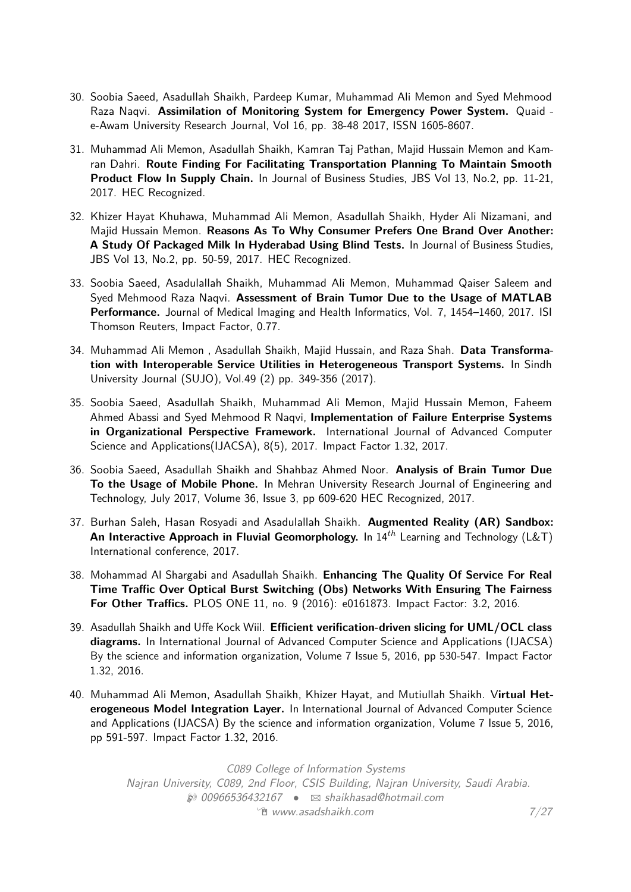30. Soobia Saeed, Asadullah Shaikh, Pardeep Kumar, Muhammad Ali Memon and Syed Mehmood Raza Naqvi. **Assimilation of Monitoring System for Emergency Power System.** Quaid - e-Awam University Research Journal, Vol 16, pp. 38-48 2017, ISSN 1605-8607.

31. Muhammad Ali Memon, Asadullah Shaikh, Kamran Taj Pathan, Majid Hussain Memon and Kamran Dahri. **Route Finding For Facilitating Transportation Planning To Maintain Smooth Product Flow In Supply Chain.** In Journal of Business Studies, JBS Vol 13, No.2, pp. 11-21, 2017. HEC Recognized.

32. Khizer Hayat Khuhawa, Muhammad Ali Memon, Asadullah Shaikh, Hyder Ali Nizamani, and Majid Hussain Memon. **Reasons As To Why Consumer Prefers One Brand Over Another: A Study Of Packaged Milk In Hyderabad Using Blind Tests.** In Journal of Business Studies, JBS Vol 13, No.2, pp. 50-59, 2017. HEC Recognized.

33. Soobia Saeed, Asadulallah Shaikh, Muhammad Ali Memon, Muhammad Qaiser Saleem and Syed Mehmood Raza Naqvi. **Assessment of Brain Tumor Due to the Usage of MATLAB Performance.** Journal of Medical Imaging and Health Informatics, Vol. 7, 1454–1460, 2017. ISI Thomson Reuters, Impact Factor, 0.77.

34. Muhammad Ali Memon , Asadullah Shaikh, Majid Hussain, and Raza Shah. **Data Transformation with Interoperable Service Utilities in Heterogeneous Transport Systems.** In Sindh University Journal (SUJO), Vol.49 (2) pp. 349-356 (2017).

35. Soobia Saeed, Asadullah Shaikh, Muhammad Ali Memon, Majid Hussain Memon, Faheem Ahmed Abassi and Syed Mehmood R Naqvi, **Implementation of Failure Enterprise Systems in Organizational Perspective Framework.** International Journal of Advanced Computer Science and Applications(IJACSA), 8(5), 2017. Impact Factor 1.32, 2017.

36. Soobia Saeed, Asadullah Shaikh and Shahbaz Ahmed Noor. **Analysis of Brain Tumor Due To the Usage of Mobile Phone.** In Mehran University Research Journal of Engineering and Technology, July 2017, Volume 36, Issue 3, pp 609-620 HEC Recognized, 2017.

37. Burhan Saleh, Hasan Rosyadi and Asadulallah Shaikh. **Augmented Reality (AR) Sandbox: An Interactive Approach in Fluvial Geomorphology.** In $14^{th}$ Learning and Technology (L&T) International conference, 2017.

38. Mohammad Al Shargabi and Asadullah Shaikh. **Enhancing The Quality Of Service For Real Time Traffic Over Optical Burst Switching (Obs) Networks With Ensuring The Fairness For Other Traffics.** PLOS ONE 11, no. 9 (2016): e0161873. Impact Factor: 3.2, 2016.

39. Asadullah Shaikh and Uffe Kock Wiil. **Efficient verification-driven slicing for UML/OCL class diagrams.** In International Journal of Advanced Computer Science and Applications (IJACSA) By the science and information organization, Volume 7 Issue 5, 2016, pp 530-547. Impact Factor 1.32, 2016.

40. Muhammad Ali Memon, Asadullah Shaikh, Khizer Hayat, and Mutiullah Shaikh. **Virtual Heterogeneous Model Integration Layer.** In International Journal of Advanced Computer Science and Applications (IJACSA) By the science and information organization, Volume 7 Issue 5, 2016, pp 591-597. Impact Factor 1.32, 2016.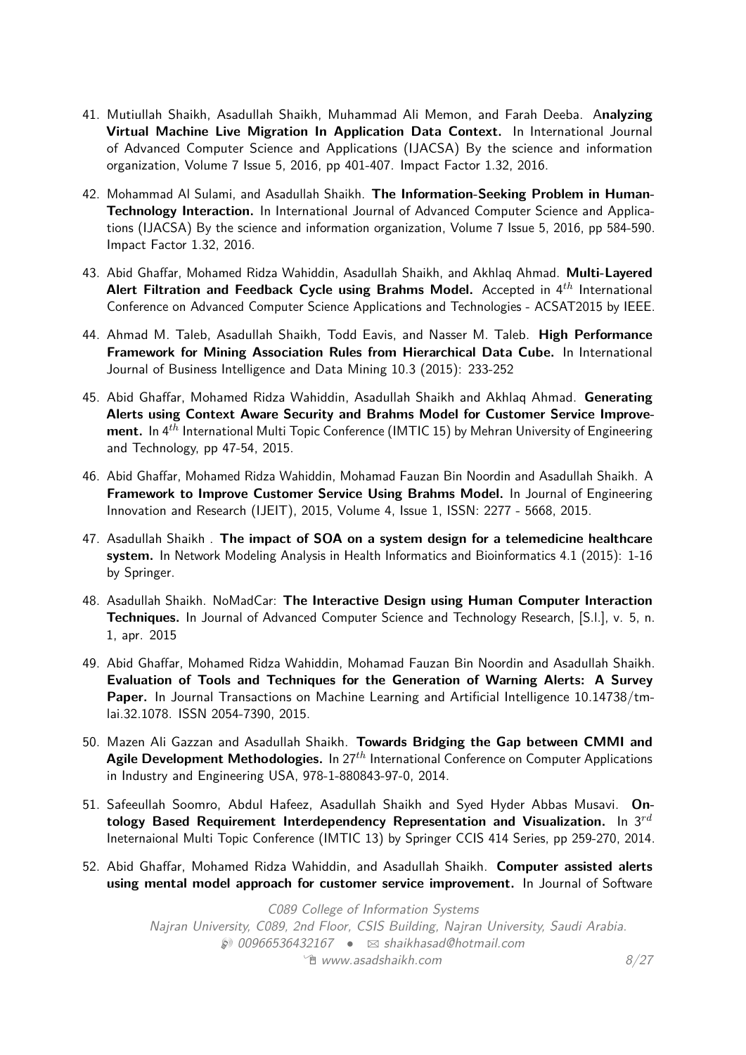41. Mutiullah Shaikh, Asadullah Shaikh, Muhammad Ali Memon, and Farah Deeba. A**nalyzing Virtual Machine Live Migration In Application Data Context.** In International Journal of Advanced Computer Science and Applications (IJACSA) By the science and information organization, Volume 7 Issue 5, 2016, pp 401-407. Impact Factor 1.32, 2016.

42. Mohammad Al Sulami, and Asadullah Shaikh. **The Information-Seeking Problem in Human-Technology Interaction.** In International Journal of Advanced Computer Science and Applications (IJACSA) By the science and information organization, Volume 7 Issue 5, 2016, pp 584-590. Impact Factor 1.32, 2016.

43. Abid Ghaffar, Mohamed Ridza Wahiddin, Asadullah Shaikh, and Akhlaq Ahmad. **Multi-Layered Alert Filtration and Feedback Cycle using Brahms Model.** Accepted in $4^{th}$ International Conference on Advanced Computer Science Applications and Technologies - ACSAT2015 by IEEE.

44. Ahmad M. Taleb, Asadullah Shaikh, Todd Eavis, and Nasser M. Taleb. **High Performance Framework for Mining Association Rules from Hierarchical Data Cube.** In International Journal of Business Intelligence and Data Mining 10.3 (2015): 233-252

45. Abid Ghaffar, Mohamed Ridza Wahiddin, Asadullah Shaikh and Akhlaq Ahmad. **Generating Alerts using Context Aware Security and Brahms Model for Customer Service Improvement.** In $4^{th}$ International Multi Topic Conference (IMTIC 15) by Mehran University of Engineering and Technology, pp 47-54, 2015.

46. Abid Ghaffar, Mohamed Ridza Wahiddin, Mohamad Fauzan Bin Noordin and Asadullah Shaikh. A **Framework to Improve Customer Service Using Brahms Model.** In Journal of Engineering Innovation and Research (IJEIT), 2015, Volume 4, Issue 1, ISSN: 2277 - 5668, 2015.

47. Asadullah Shaikh . **The impact of SOA on a system design for a telemedicine healthcare system.** In Network Modeling Analysis in Health Informatics and Bioinformatics 4.1 (2015): 1-16 by Springer.

48. Asadullah Shaikh. NoMadCar: **The Interactive Design using Human Computer Interaction Techniques.** In Journal of Advanced Computer Science and Technology Research, [S.l.], v. 5, n. 1, apr. 2015

49. Abid Ghaffar, Mohamed Ridza Wahiddin, Mohamad Fauzan Bin Noordin and Asadullah Shaikh. **Evaluation of Tools and Techniques for the Generation of Warning Alerts: A Survey Paper.** In Journal Transactions on Machine Learning and Artificial Intelligence 10.14738/tmlai.32.1078. ISSN 2054-7390, 2015.

50. Mazen Ali Gazzan and Asadullah Shaikh. **Towards Bridging the Gap between CMMI and Agile Development Methodologies.** In $27^{th}$ International Conference on Computer Applications in Industry and Engineering USA, 978-1-880843-97-0, 2014.

51. Safeeullah Soomro, Abdul Hafeez, Asadullah Shaikh and Syed Hyder Abbas Musavi. **Ontology Based Requirement Interdependency Representation and Visualization.** In $3^{rd}$ Ineternaional Multi Topic Conference (IMTIC 13) by Springer CCIS 414 Series, pp 259-270, 2014.

52. Abid Ghaffar, Mohamed Ridza Wahiddin, and Asadullah Shaikh. **Computer assisted alerts using mental model approach for customer service improvement.** In Journal of Software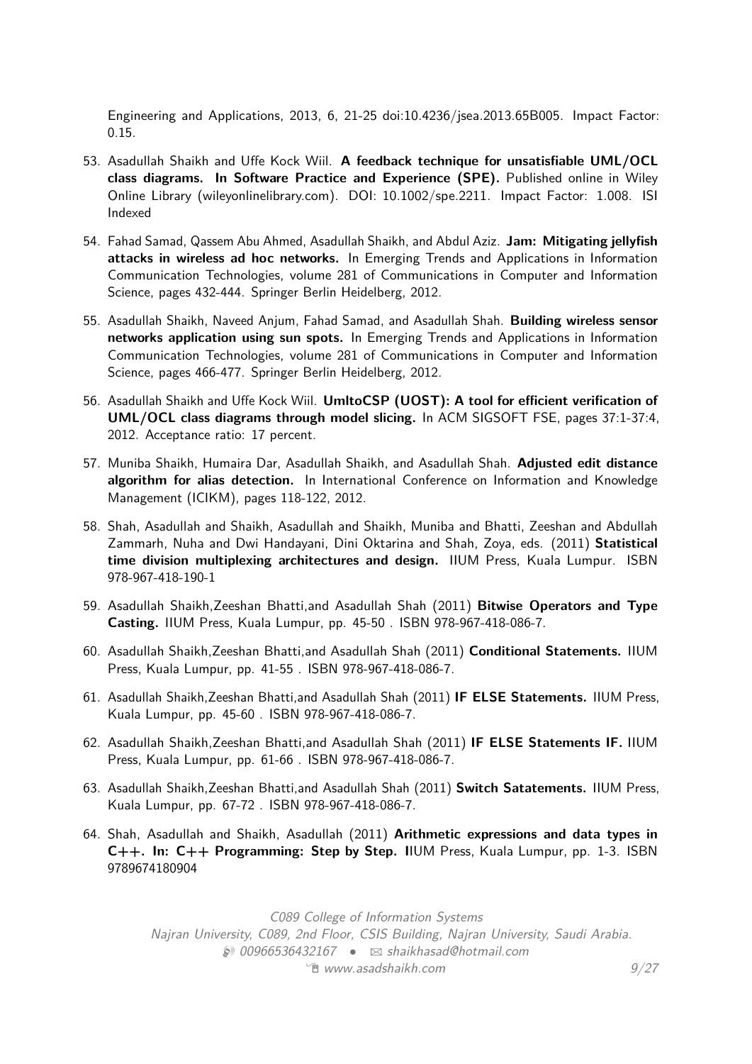Engineering and Applications, 2013, 6, 21-25 doi:10.4236/jsea.2013.65B005. Impact Factor: 0.15.

53. Asadullah Shaikh and Uffe Kock Wiil. **A feedback technique for unsatisfiable UML/OCL class diagrams. In Software Practice and Experience (SPE).** Published online in Wiley Online Library (wileyonlinelibrary.com). DOI: 10.1002/spe.2211. Impact Factor: 1.008. ISI Indexed

54. Fahad Samad, Qassem Abu Ahmed, Asadullah Shaikh, and Abdul Aziz. **Jam: Mitigating jellyfish attacks in wireless ad hoc networks.** In Emerging Trends and Applications in Information Communication Technologies, volume 281 of Communications in Computer and Information Science, pages 432-444. Springer Berlin Heidelberg, 2012.

55. Asadullah Shaikh, Naveed Anjum, Fahad Samad, and Asadullah Shah. **Building wireless sensor networks application using sun spots.** In Emerging Trends and Applications in Information Communication Technologies, volume 281 of Communications in Computer and Information Science, pages 466-477. Springer Berlin Heidelberg, 2012.

56. Asadullah Shaikh and Uffe Kock Wiil. **UmltoCSP (UOST): A tool for efficient verification of UML/OCL class diagrams through model slicing.** In ACM SIGSOFT FSE, pages 37:1-37:4, 2012. Acceptance ratio: 17 percent.

57. Muniba Shaikh, Humaira Dar, Asadullah Shaikh, and Asadullah Shah. **Adjusted edit distance algorithm for alias detection.** In International Conference on Information and Knowledge Management (ICIKM), pages 118-122, 2012.

58. Shah, Asadullah and Shaikh, Asadullah and Shaikh, Muniba and Bhatti, Zeeshan and Abdullah Zammarh, Nuha and Dwi Handayani, Dini Oktarina and Shah, Zoya, eds. (2011) **Statistical time division multiplexing architectures and design.** IIUM Press, Kuala Lumpur. ISBN 978-967-418-190-1

59. Asadullah Shaikh,Zeeshan Bhatti,and Asadullah Shah (2011) **Bitwise Operators and Type Casting.** IIUM Press, Kuala Lumpur, pp. 45-50 . ISBN 978-967-418-086-7.

60. Asadullah Shaikh,Zeeshan Bhatti,and Asadullah Shah (2011) **Conditional Statements.** IIUM Press, Kuala Lumpur, pp. 41-55 . ISBN 978-967-418-086-7.

61. Asadullah Shaikh,Zeeshan Bhatti,and Asadullah Shah (2011) **IF ELSE Statements.** IIUM Press, Kuala Lumpur, pp. 45-60 . ISBN 978-967-418-086-7.

62. Asadullah Shaikh,Zeeshan Bhatti,and Asadullah Shah (2011) **IF ELSE Statements IF.** IIUM Press, Kuala Lumpur, pp. 61-66 . ISBN 978-967-418-086-7.

63. Asadullah Shaikh,Zeeshan Bhatti,and Asadullah Shah (2011) **Switch Satatements.** IIUM Press, Kuala Lumpur, pp. 67-72 . ISBN 978-967-418-086-7.

64. Shah, Asadullah and Shaikh, Asadullah (2011) **Arithmetic expressions and data types in C++. In: C++ Programming: Step by Step. I**IUM Press, Kuala Lumpur, pp. 1-3. ISBN 9789674180904

*C089 College of Information Systems*
*Najran University, C089, 2nd Floor, CSIS Building, Najran University, Saudi Arabia.*
*00966536432167 • shaikhasad@hotmail.com*
*www.asadshaikh.com*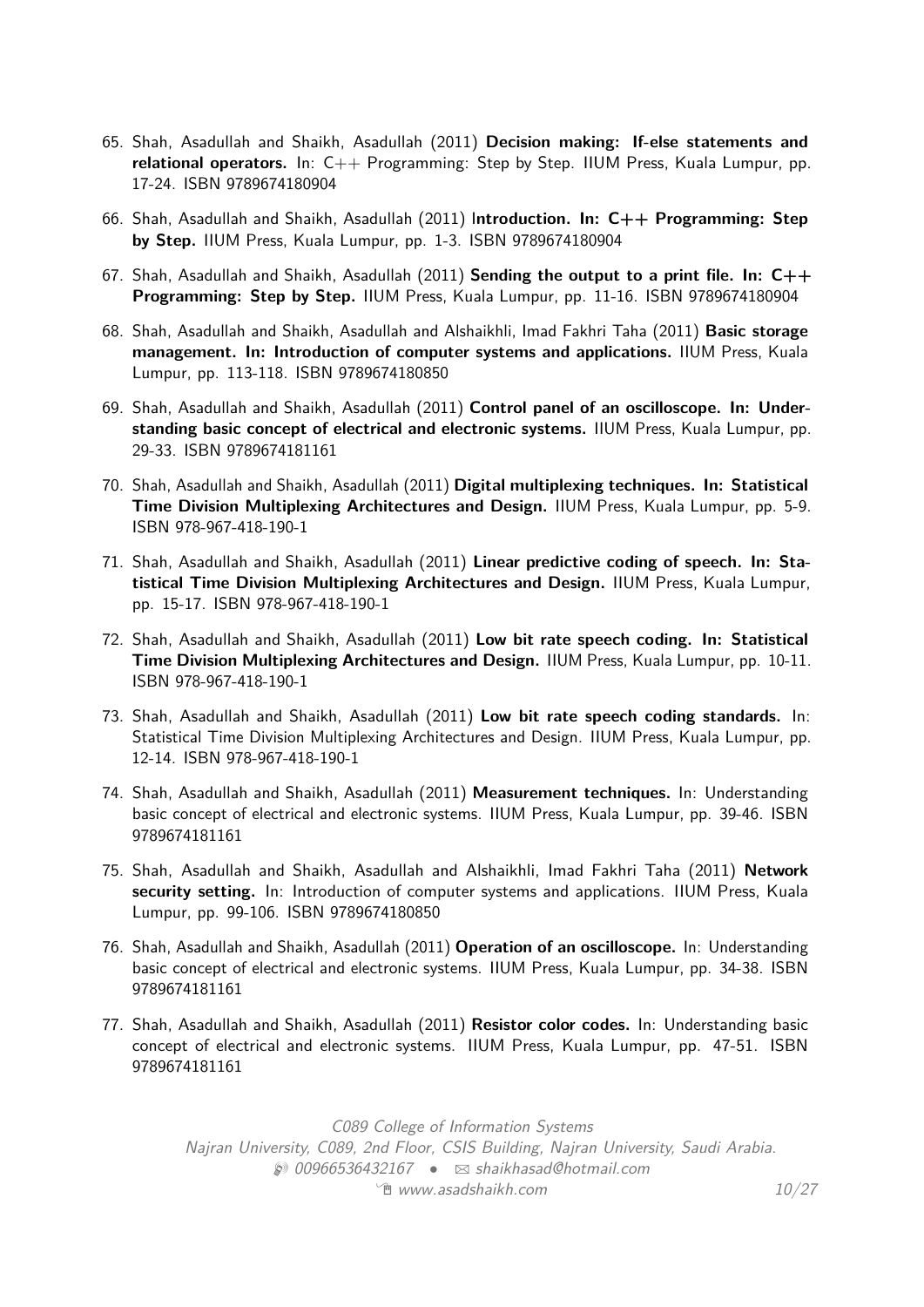65. Shah, Asadullah and Shaikh, Asadullah (2011) **Decision making: If-else statements and relational operators.** In: C++ Programming: Step by Step. IIUM Press, Kuala Lumpur, pp. 17-24. ISBN 9789674180904

66. Shah, Asadullah and Shaikh, Asadullah (2011) I**ntroduction. In: C++ Programming: Step by Step.** IIUM Press, Kuala Lumpur, pp. 1-3. ISBN 9789674180904

67. Shah, Asadullah and Shaikh, Asadullah (2011) **Sending the output to a print file. In: C++ Programming: Step by Step.** IIUM Press, Kuala Lumpur, pp. 11-16. ISBN 9789674180904

68. Shah, Asadullah and Shaikh, Asadullah and Alshaikhli, Imad Fakhri Taha (2011) **Basic storage management. In: Introduction of computer systems and applications.** IIUM Press, Kuala Lumpur, pp. 113-118. ISBN 9789674180850

69. Shah, Asadullah and Shaikh, Asadullah (2011) **Control panel of an oscilloscope. In: Understanding basic concept of electrical and electronic systems.** IIUM Press, Kuala Lumpur, pp. 29-33. ISBN 9789674181161

70. Shah, Asadullah and Shaikh, Asadullah (2011) **Digital multiplexing techniques. In: Statistical Time Division Multiplexing Architectures and Design.** IIUM Press, Kuala Lumpur, pp. 5-9. ISBN 978-967-418-190-1

71. Shah, Asadullah and Shaikh, Asadullah (2011) **Linear predictive coding of speech. In: Statistical Time Division Multiplexing Architectures and Design.** IIUM Press, Kuala Lumpur, pp. 15-17. ISBN 978-967-418-190-1

72. Shah, Asadullah and Shaikh, Asadullah (2011) **Low bit rate speech coding. In: Statistical Time Division Multiplexing Architectures and Design.** IIUM Press, Kuala Lumpur, pp. 10-11. ISBN 978-967-418-190-1

73. Shah, Asadullah and Shaikh, Asadullah (2011) **Low bit rate speech coding standards.** In: Statistical Time Division Multiplexing Architectures and Design. IIUM Press, Kuala Lumpur, pp. 12-14. ISBN 978-967-418-190-1

74. Shah, Asadullah and Shaikh, Asadullah (2011) **Measurement techniques.** In: Understanding basic concept of electrical and electronic systems. IIUM Press, Kuala Lumpur, pp. 39-46. ISBN 9789674181161

75. Shah, Asadullah and Shaikh, Asadullah and Alshaikhli, Imad Fakhri Taha (2011) **Network security setting.** In: Introduction of computer systems and applications. IIUM Press, Kuala Lumpur, pp. 99-106. ISBN 9789674180850

76. Shah, Asadullah and Shaikh, Asadullah (2011) **Operation of an oscilloscope.** In: Understanding basic concept of electrical and electronic systems. IIUM Press, Kuala Lumpur, pp. 34-38. ISBN 9789674181161

77. Shah, Asadullah and Shaikh, Asadullah (2011) **Resistor color codes.** In: Understanding basic concept of electrical and electronic systems. IIUM Press, Kuala Lumpur, pp. 47-51. ISBN 9789674181161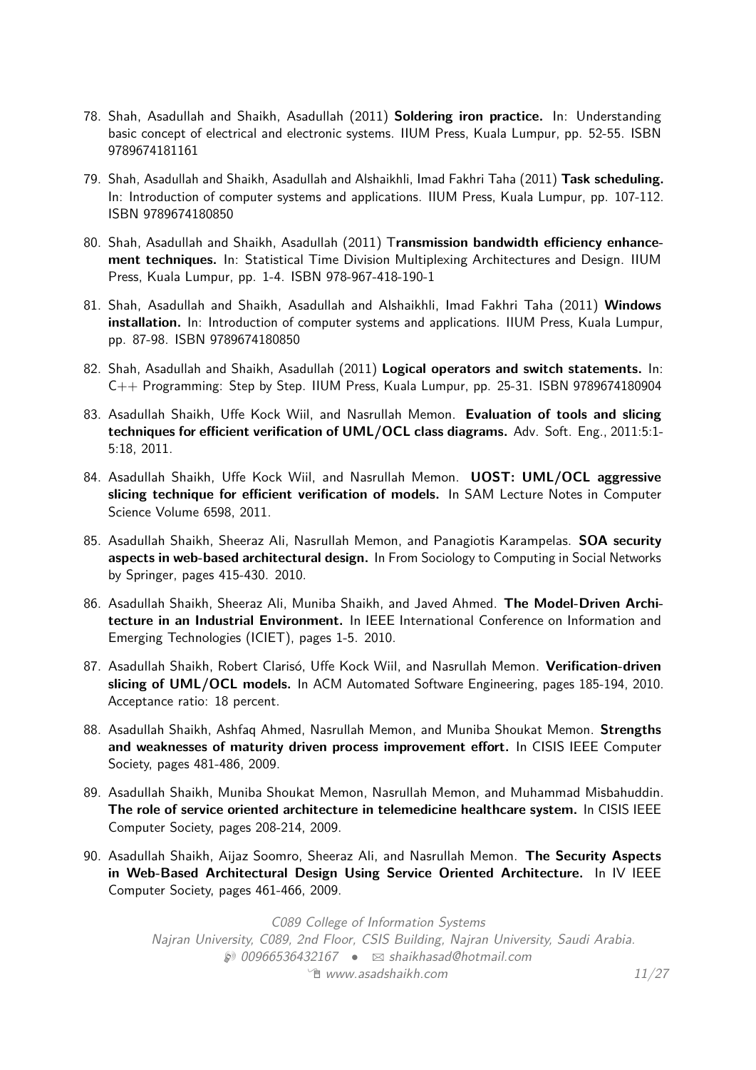78. Shah, Asadullah and Shaikh, Asadullah (2011) **Soldering iron practice.** In: Understanding basic concept of electrical and electronic systems. IIUM Press, Kuala Lumpur, pp. 52-55. ISBN 9789674181161

79. Shah, Asadullah and Shaikh, Asadullah and Alshaikhli, Imad Fakhri Taha (2011) **Task scheduling.** In: Introduction of computer systems and applications. IIUM Press, Kuala Lumpur, pp. 107-112. ISBN 9789674180850

80. Shah, Asadullah and Shaikh, Asadullah (2011) T**ransmission bandwidth efficiency enhancement techniques.** In: Statistical Time Division Multiplexing Architectures and Design. IIUM Press, Kuala Lumpur, pp. 1-4. ISBN 978-967-418-190-1

81. Shah, Asadullah and Shaikh, Asadullah and Alshaikhli, Imad Fakhri Taha (2011) **Windows installation.** In: Introduction of computer systems and applications. IIUM Press, Kuala Lumpur, pp. 87-98. ISBN 9789674180850

82. Shah, Asadullah and Shaikh, Asadullah (2011) **Logical operators and switch statements.** In: C++ Programming: Step by Step. IIUM Press, Kuala Lumpur, pp. 25-31. ISBN 9789674180904

83. Asadullah Shaikh, Uffe Kock Wiil, and Nasrullah Memon. **Evaluation of tools and slicing techniques for efficient verification of UML/OCL class diagrams.** Adv. Soft. Eng., 2011:5:1-5:18, 2011.

84. Asadullah Shaikh, Uffe Kock Wiil, and Nasrullah Memon. **UOST: UML/OCL aggressive slicing technique for efficient verification of models.** In SAM Lecture Notes in Computer Science Volume 6598, 2011.

85. Asadullah Shaikh, Sheeraz Ali, Nasrullah Memon, and Panagiotis Karampelas. **SOA security aspects in web-based architectural design.** In From Sociology to Computing in Social Networks by Springer, pages 415-430. 2010.

86. Asadullah Shaikh, Sheeraz Ali, Muniba Shaikh, and Javed Ahmed. **The Model-Driven Architecture in an Industrial Environment.** In IEEE International Conference on Information and Emerging Technologies (ICIET), pages 1-5. 2010.

87. Asadullah Shaikh, Robert Clarisó, Uffe Kock Wiil, and Nasrullah Memon. **Verification-driven slicing of UML/OCL models.** In ACM Automated Software Engineering, pages 185-194, 2010. Acceptance ratio: 18 percent.

88. Asadullah Shaikh, Ashfaq Ahmed, Nasrullah Memon, and Muniba Shoukat Memon. **Strengths and weaknesses of maturity driven process improvement effort.** In CISIS IEEE Computer Society, pages 481-486, 2009.

89. Asadullah Shaikh, Muniba Shoukat Memon, Nasrullah Memon, and Muhammad Misbahuddin. **The role of service oriented architecture in telemedicine healthcare system.** In CISIS IEEE Computer Society, pages 208-214, 2009.

90. Asadullah Shaikh, Aijaz Soomro, Sheeraz Ali, and Nasrullah Memon. **The Security Aspects in Web-Based Architectural Design Using Service Oriented Architecture.** In IV IEEE Computer Society, pages 461-466, 2009.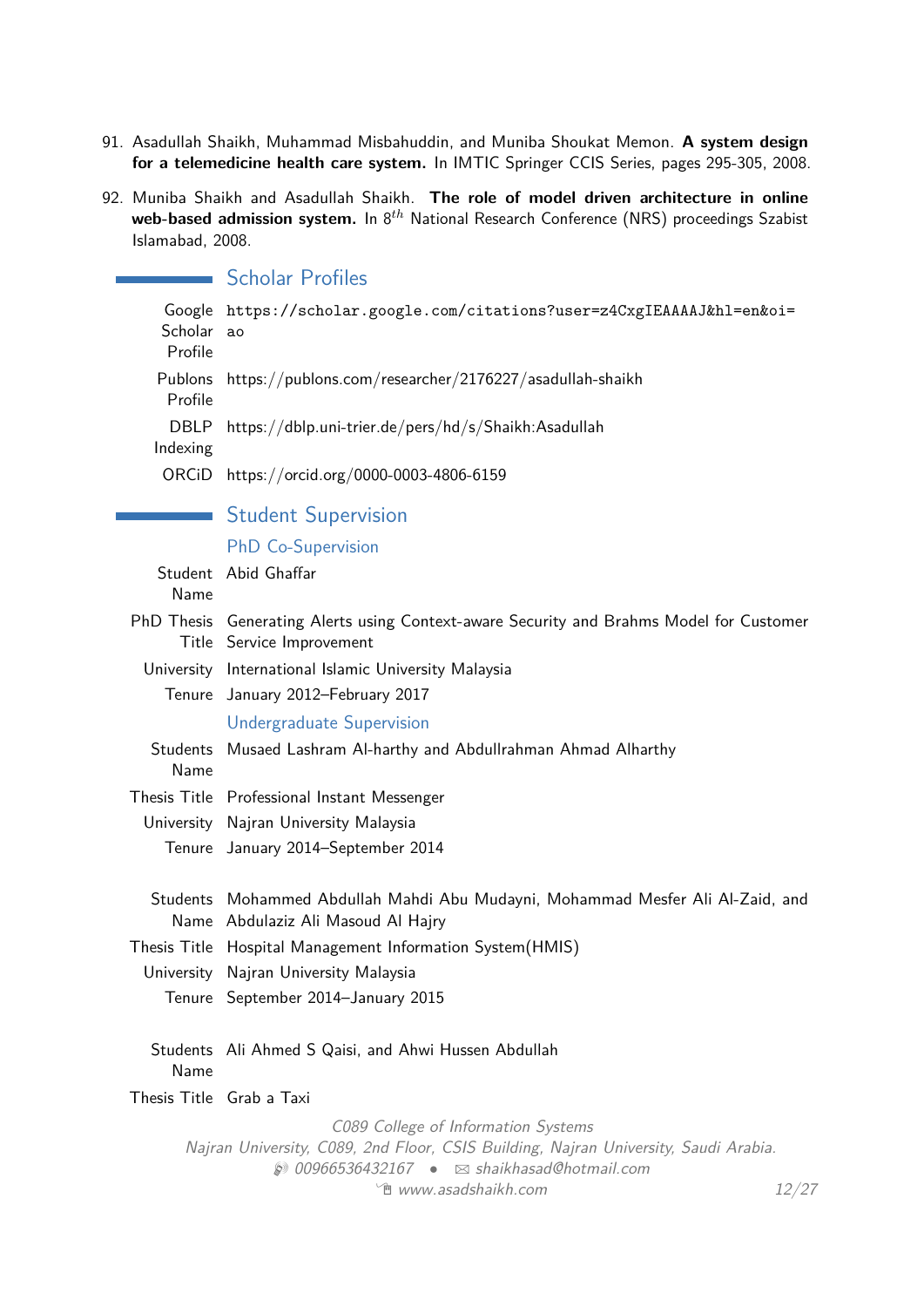91. Asadullah Shaikh, Muhammad Misbahuddin, and Muniba Shoukat Memon. **A system design for a telemedicine health care system.** In IMTIC Springer CCIS Series, pages 295-305, 2008.

92. Muniba Shaikh and Asadullah Shaikh. **The role of model driven architecture in online web-based admission system.** In $8^{th}$ National Research Conference (NRS) proceedings Szabist Islamabad, 2008.

## Scholar Profiles

| | |
|---|---|
| Google Scholar Profile | `https://scholar.google.com/citations?user=z4CxgIEAAAAJ&hl=en&oi=ao` |
| Publons Profile | https://publons.com/researcher/2176227/asadullah-shaikh |
| DBLP Indexing | https://dblp.uni-trier.de/pers/hd/s/Shaikh:Asadullah |
| ORCiD | https://orcid.org/0000-0003-4806-6159 |

## Student Supervision

### PhD Co-Supervision

| | |
|---|---|
| Student Name | Abid Ghaffar |
| PhD Thesis Title | Generating Alerts using Context-aware Security and Brahms Model for Customer Service Improvement |
| University | International Islamic University Malaysia |
| Tenure | January 2012–February 2017 |

### Undergraduate Supervision

| | |
|---|---|
| Students Name | Musaed Lashram Al-harthy and Abdullrahman Ahmad Alharthy |
| Thesis Title | Professional Instant Messenger |
| University | Najran University Malaysia |
| Tenure | January 2014–September 2014 |

| | |
|---|---|
| Students Name | Mohammed Abdullah Mahdi Abu Mudayni, Mohammad Mesfer Ali Al-Zaid, and Abdulaziz Ali Masoud Al Hajry |
| Thesis Title | Hospital Management Information System(HMIS) |
| University | Najran University Malaysia |
| Tenure | September 2014–January 2015 |

| | |
|---|---|
| Students Name | Ali Ahmed S Qaisi, and Ahwi Hussen Abdullah |
| Thesis Title | Grab a Taxi |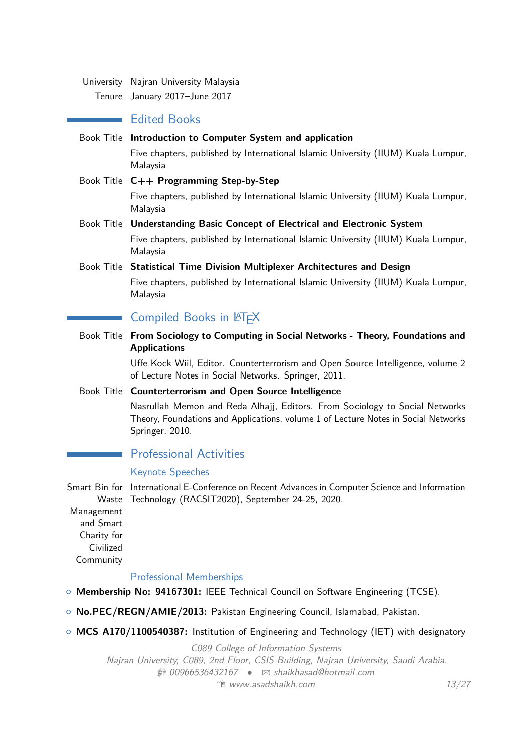University Najran University Malaysia
Tenure January 2017–June 2017

## Edited Books

Book Title **Introduction to Computer System and application**
Five chapters, published by International Islamic University (IIUM) Kuala Lumpur, Malaysia

Book Title **C++ Programming Step-by-Step**
Five chapters, published by International Islamic University (IIUM) Kuala Lumpur, Malaysia

Book Title **Understanding Basic Concept of Electrical and Electronic System**
Five chapters, published by International Islamic University (IIUM) Kuala Lumpur, Malaysia

Book Title **Statistical Time Division Multiplexer Architectures and Design**
Five chapters, published by International Islamic University (IIUM) Kuala Lumpur, Malaysia

## Compiled Books in LaTeX

Book Title **From Sociology to Computing in Social Networks - Theory, Foundations and Applications**
Uffe Kock Wiil, Editor. Counterterrorism and Open Source Intelligence, volume 2 of Lecture Notes in Social Networks. Springer, 2011.

Book Title **Counterterrorism and Open Source Intelligence**
Nasrullah Memon and Reda Alhajj, Editors. From Sociology to Social Networks Theory, Foundations and Applications, volume 1 of Lecture Notes in Social Networks Springer, 2010.

## Professional Activities

### Keynote Speeches

Smart Bin for Waste Management and Smart Charity for Civilized Community — International E-Conference on Recent Advances in Computer Science and Information Technology (RACSIT2020), September 24-25, 2020.

### Professional Memberships

- **Membership No: 94167301:** IEEE Technical Council on Software Engineering (TCSE).
- **No.PEC/REGN/AMIE/2013:** Pakistan Engineering Council, Islamabad, Pakistan.
- **MCS A170/1100540387:** Institution of Engineering and Technology (IET) with designatory

C089 College of Information Systems
Najran University, C089, 2nd Floor, CSIS Building, Najran University, Saudi Arabia.
00966536432167 • shaikhasad@hotmail.com
www.asadshaikh.com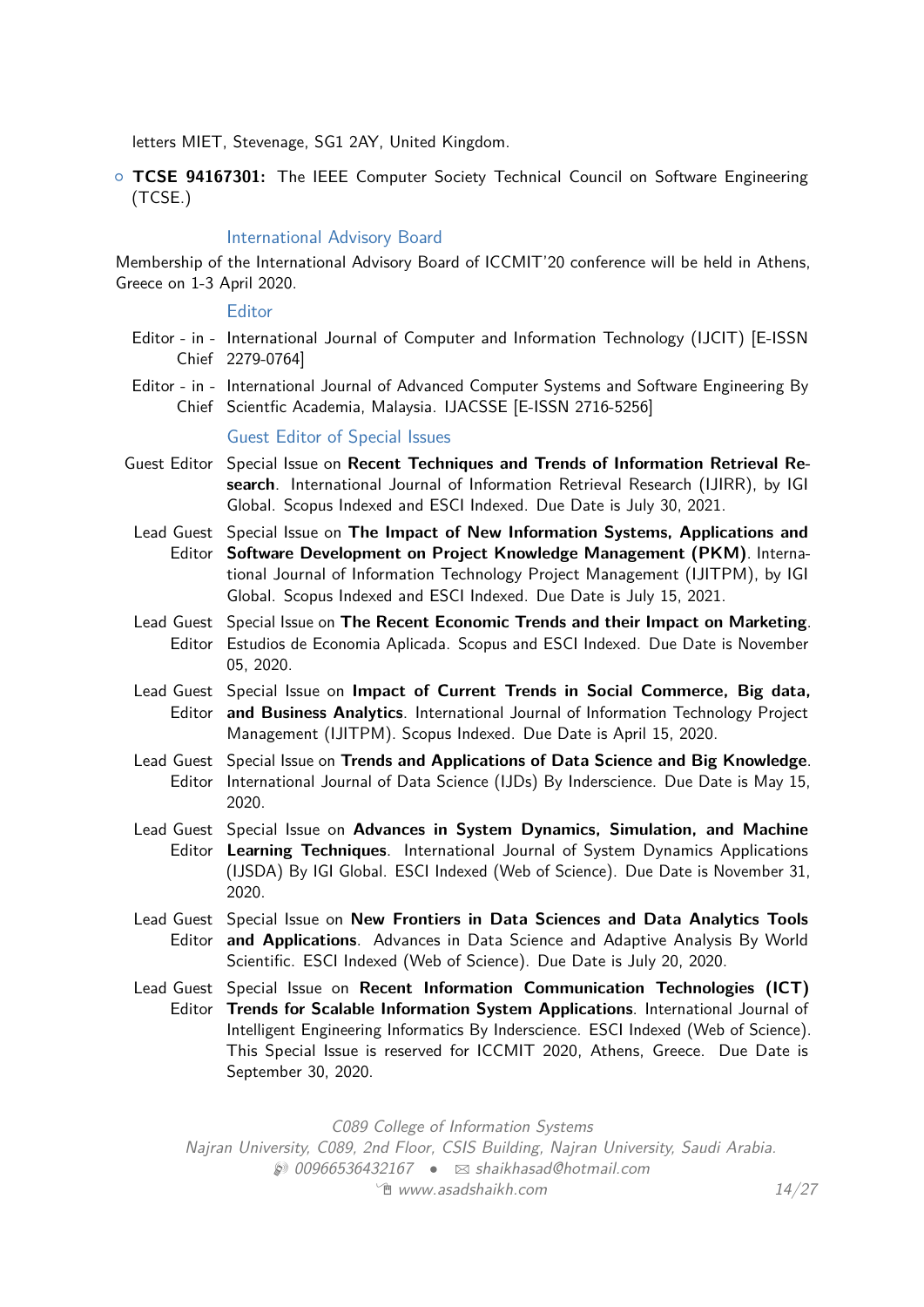letters MIET, Stevenage, SG1 2AY, United Kingdom.

- **TCSE 94167301:** The IEEE Computer Society Technical Council on Software Engineering (TCSE.)

### International Advisory Board

Membership of the International Advisory Board of ICCMIT'20 conference will be held in Athens, Greece on 1-3 April 2020.

### Editor

Editor - in - Chief International Journal of Computer and Information Technology (IJCIT) [E-ISSN 2279-0764]

Editor - in - Chief International Journal of Advanced Computer Systems and Software Engineering By Scientfic Academia, Malaysia. IJACSSE [E-ISSN 2716-5256]

### Guest Editor of Special Issues

Guest Editor Special Issue on **Recent Techniques and Trends of Information Retrieval Research**. International Journal of Information Retrieval Research (IJIRR), by IGI Global. Scopus Indexed and ESCI Indexed. Due Date is July 30, 2021.

Lead Guest Editor Special Issue on **The Impact of New Information Systems, Applications and Software Development on Project Knowledge Management (PKM)**. International Journal of Information Technology Project Management (IJITPM), by IGI Global. Scopus Indexed and ESCI Indexed. Due Date is July 15, 2021.

Lead Guest Editor Special Issue on **The Recent Economic Trends and their Impact on Marketing**. Estudios de Economia Aplicada. Scopus and ESCI Indexed. Due Date is November 05, 2020.

Lead Guest Editor Special Issue on **Impact of Current Trends in Social Commerce, Big data, and Business Analytics**. International Journal of Information Technology Project Management (IJITPM). Scopus Indexed. Due Date is April 15, 2020.

Lead Guest Editor Special Issue on **Trends and Applications of Data Science and Big Knowledge**. International Journal of Data Science (IJDs) By Inderscience. Due Date is May 15, 2020.

Lead Guest Editor Special Issue on **Advances in System Dynamics, Simulation, and Machine Learning Techniques**. International Journal of System Dynamics Applications (IJSDA) By IGI Global. ESCI Indexed (Web of Science). Due Date is November 31, 2020.

Lead Guest Editor Special Issue on **New Frontiers in Data Sciences and Data Analytics Tools and Applications**. Advances in Data Science and Adaptive Analysis By World Scientific. ESCI Indexed (Web of Science). Due Date is July 20, 2020.

Lead Guest Editor Special Issue on **Recent Information Communication Technologies (ICT) Trends for Scalable Information System Applications**. International Journal of Intelligent Engineering Informatics By Inderscience. ESCI Indexed (Web of Science). This Special Issue is reserved for ICCMIT 2020, Athens, Greece. Due Date is September 30, 2020.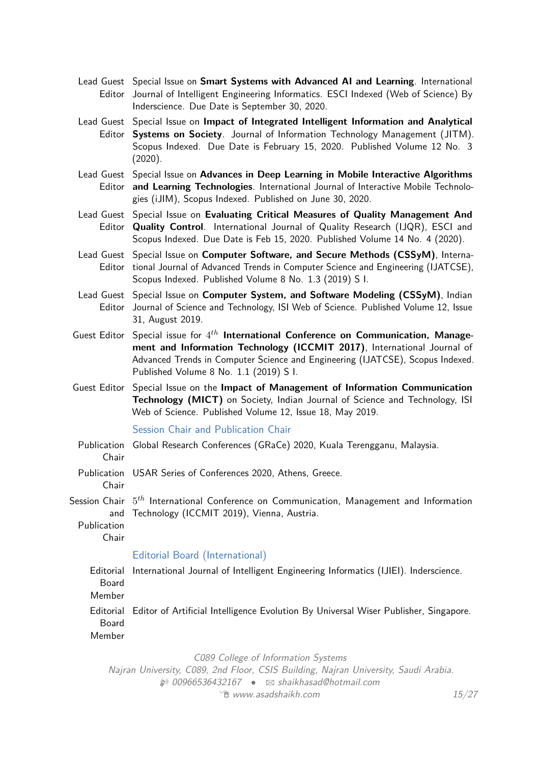**Lead Guest Editor** Special Issue on **Smart Systems with Advanced AI and Learning**. International Journal of Intelligent Engineering Informatics. ESCI Indexed (Web of Science) By Inderscience. Due Date is September 30, 2020.

**Lead Guest Editor** Special Issue on **Impact of Integrated Intelligent Information and Analytical Systems on Society**. Journal of Information Technology Management (JITM). Scopus Indexed. Due Date is February 15, 2020. Published Volume 12 No. 3 (2020).

**Lead Guest Editor** Special Issue on **Advances in Deep Learning in Mobile Interactive Algorithms and Learning Technologies**. International Journal of Interactive Mobile Technologies (iJIM), Scopus Indexed. Published on June 30, 2020.

**Lead Guest Editor** Special Issue on **Evaluating Critical Measures of Quality Management And Quality Control**. International Journal of Quality Research (IJQR), ESCI and Scopus Indexed. Due Date is Feb 15, 2020. Published Volume 14 No. 4 (2020).

**Lead Guest Editor** Special Issue on **Computer Software, and Secure Methods (CSSyM)**, International Journal of Advanced Trends in Computer Science and Engineering (IJATCSE), Scopus Indexed. Published Volume 8 No. 1.3 (2019) S I.

**Lead Guest Editor** Special Issue on **Computer System, and Software Modeling (CSSyM)**, Indian Journal of Science and Technology, ISI Web of Science. Published Volume 12, Issue 31, August 2019.

**Guest Editor** Special issue for $4^{th}$ **International Conference on Communication, Management and Information Technology (ICCMIT 2017)**, International Journal of Advanced Trends in Computer Science and Engineering (IJATCSE), Scopus Indexed. Published Volume 8 No. 1.1 (2019) S I.

**Guest Editor** Special Issue on the **Impact of Management of Information Communication Technology (MICT)** on Society, Indian Journal of Science and Technology, ISI Web of Science. Published Volume 12, Issue 18, May 2019.

## Session Chair and Publication Chair

**Publication Chair** Global Research Conferences (GRaCe) 2020, Kuala Terengganu, Malaysia.

**Publication Chair** USAR Series of Conferences 2020, Athens, Greece.

**Session Chair and Publication Chair** $5^{th}$ International Conference on Communication, Management and Information Technology (ICCMIT 2019), Vienna, Austria.

## Editorial Board (International)

**Editorial Board Member** International Journal of Intelligent Engineering Informatics (IJIEI). Inderscience.

**Editorial Board Member** Editor of Artificial Intelligence Evolution By Universal Wiser Publisher, Singapore.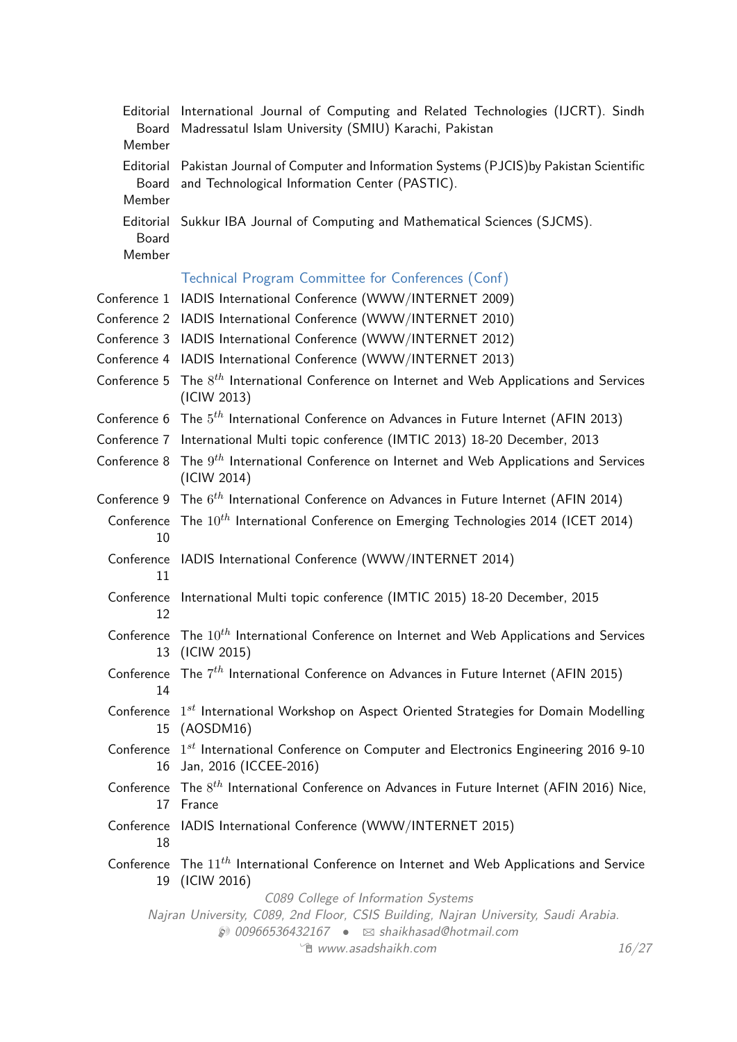**Editorial Board Member** International Journal of Computing and Related Technologies (IJCRT). Sindh Madressatul Islam University (SMIU) Karachi, Pakistan

**Editorial Board Member** Pakistan Journal of Computer and Information Systems (PJCIS)by Pakistan Scientific and Technological Information Center (PASTIC).

**Editorial Board Member** Sukkur IBA Journal of Computing and Mathematical Sciences (SJCMS).

## Technical Program Committee for Conferences (Conf)

**Conference 1** IADIS International Conference (WWW/INTERNET 2009)

**Conference 2** IADIS International Conference (WWW/INTERNET 2010)

**Conference 3** IADIS International Conference (WWW/INTERNET 2012)

**Conference 4** IADIS International Conference (WWW/INTERNET 2013)

**Conference 5** The $8^{th}$ International Conference on Internet and Web Applications and Services (ICIW 2013)

**Conference 6** The $5^{th}$ International Conference on Advances in Future Internet (AFIN 2013)

**Conference 7** International Multi topic conference (IMTIC 2013) 18-20 December, 2013

**Conference 8** The $9^{th}$ International Conference on Internet and Web Applications and Services (ICIW 2014)

**Conference 9** The $6^{th}$ International Conference on Advances in Future Internet (AFIN 2014)

**Conference 10** The $10^{th}$ International Conference on Emerging Technologies 2014 (ICET 2014)

**Conference 11** IADIS International Conference (WWW/INTERNET 2014)

**Conference 12** International Multi topic conference (IMTIC 2015) 18-20 December, 2015

**Conference 13** The $10^{th}$ International Conference on Internet and Web Applications and Services (ICIW 2015)

**Conference 14** The $7^{th}$ International Conference on Advances in Future Internet (AFIN 2015)

**Conference 15** $1^{st}$ International Workshop on Aspect Oriented Strategies for Domain Modelling (AOSDM16)

**Conference 16** $1^{st}$ International Conference on Computer and Electronics Engineering 2016 9-10 Jan, 2016 (ICCEE-2016)

**Conference 17** The $8^{th}$ International Conference on Advances in Future Internet (AFIN 2016) Nice, France

**Conference 18** IADIS International Conference (WWW/INTERNET 2015)

**Conference 19** The $11^{th}$ International Conference on Internet and Web Applications and Service (ICIW 2016)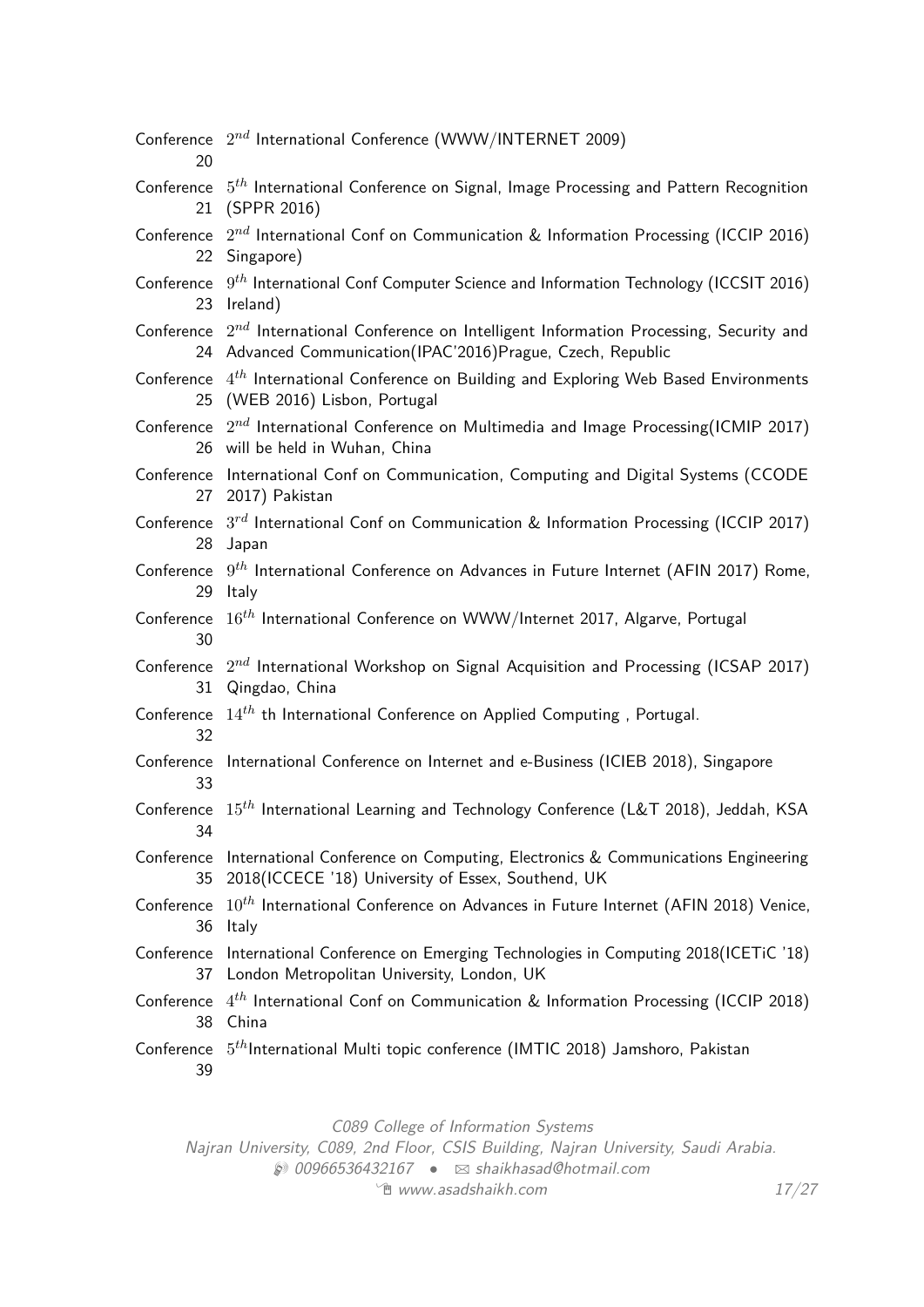Conference 20 — $2^{nd}$ International Conference (WWW/INTERNET 2009)

Conference 21 — $5^{th}$ International Conference on Signal, Image Processing and Pattern Recognition (SPPR 2016)

Conference 22 — $2^{nd}$ International Conf on Communication & Information Processing (ICCIP 2016) Singapore)

Conference 23 — $9^{th}$ International Conf Computer Science and Information Technology (ICCSIT 2016) Ireland)

Conference 24 — $2^{nd}$ International Conference on Intelligent Information Processing, Security and Advanced Communication(IPAC'2016)Prague, Czech, Republic

Conference 25 — $4^{th}$ International Conference on Building and Exploring Web Based Environments (WEB 2016) Lisbon, Portugal

Conference 26 — $2^{nd}$ International Conference on Multimedia and Image Processing(ICMIP 2017) will be held in Wuhan, China

Conference 27 — International Conf on Communication, Computing and Digital Systems (CCODE 2017) Pakistan

Conference 28 — $3^{rd}$ International Conf on Communication & Information Processing (ICCIP 2017) Japan

Conference 29 — $9^{th}$ International Conference on Advances in Future Internet (AFIN 2017) Rome, Italy

Conference 30 — $16^{th}$ International Conference on WWW/Internet 2017, Algarve, Portugal

Conference 31 — $2^{nd}$ International Workshop on Signal Acquisition and Processing (ICSAP 2017) Qingdao, China

Conference 32 — $14^{th}$ th International Conference on Applied Computing , Portugal.

Conference 33 — International Conference on Internet and e-Business (ICIEB 2018), Singapore

Conference 34 — $15^{th}$ International Learning and Technology Conference (L&T 2018), Jeddah, KSA

Conference 35 — International Conference on Computing, Electronics & Communications Engineering 2018(ICCECE '18) University of Essex, Southend, UK

Conference 36 — $10^{th}$ International Conference on Advances in Future Internet (AFIN 2018) Venice, Italy

Conference 37 — International Conference on Emerging Technologies in Computing 2018(ICETiC '18) London Metropolitan University, London, UK

Conference 38 — $4^{th}$ International Conf on Communication & Information Processing (ICCIP 2018) China

Conference 39 — $5^{th}$International Multi topic conference (IMTIC 2018) Jamshoro, Pakistan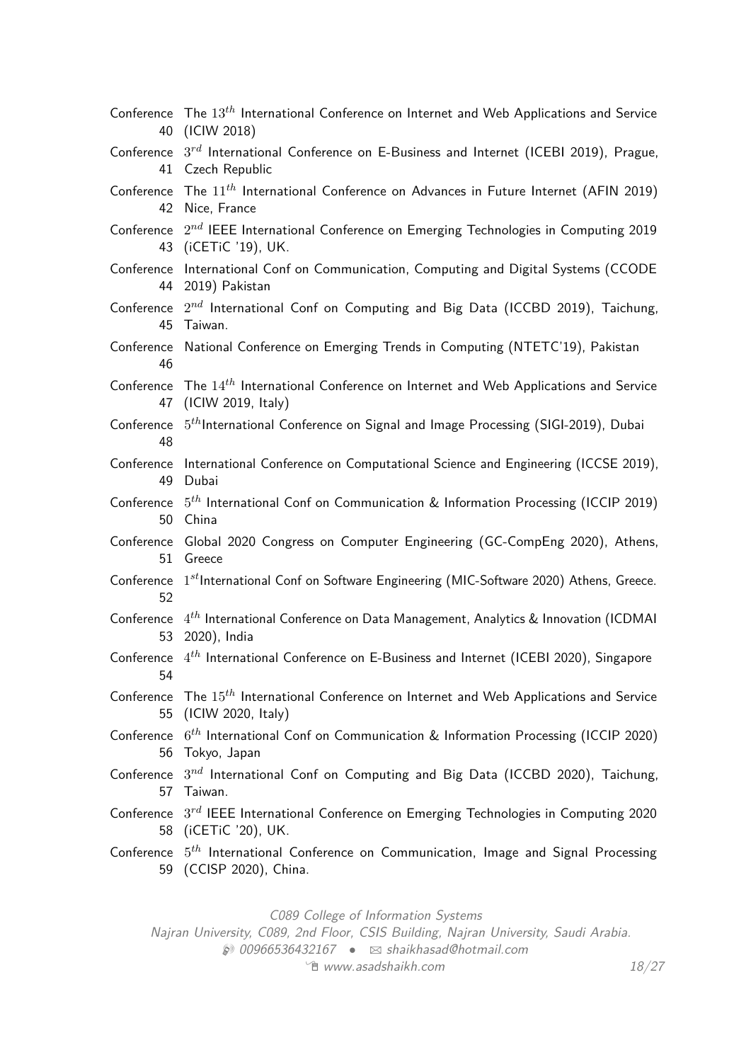Conference 40 The $13^{th}$ International Conference on Internet and Web Applications and Service (ICIW 2018)

Conference 41 $3^{rd}$ International Conference on E-Business and Internet (ICEBI 2019), Prague, Czech Republic

Conference 42 The $11^{th}$ International Conference on Advances in Future Internet (AFIN 2019) Nice, France

Conference 43 $2^{nd}$ IEEE International Conference on Emerging Technologies in Computing 2019 (iCETiC '19), UK.

Conference 44 International Conf on Communication, Computing and Digital Systems (CCODE 2019) Pakistan

Conference 45 $2^{nd}$ International Conf on Computing and Big Data (ICCBD 2019), Taichung, Taiwan.

Conference 46 National Conference on Emerging Trends in Computing (NTETC'19), Pakistan

Conference 47 The $14^{th}$ International Conference on Internet and Web Applications and Service (ICIW 2019, Italy)

Conference 48 $5^{th}$International Conference on Signal and Image Processing (SIGI-2019), Dubai

Conference 49 International Conference on Computational Science and Engineering (ICCSE 2019), Dubai

Conference 50 $5^{th}$ International Conf on Communication & Information Processing (ICCIP 2019) China

Conference 51 Global 2020 Congress on Computer Engineering (GC-CompEng 2020), Athens, Greece

Conference 52 $1^{st}$International Conf on Software Engineering (MIC-Software 2020) Athens, Greece.

Conference 53 $4^{th}$ International Conference on Data Management, Analytics & Innovation (ICDMAI 2020), India

Conference 54 $4^{th}$ International Conference on E-Business and Internet (ICEBI 2020), Singapore

Conference 55 The $15^{th}$ International Conference on Internet and Web Applications and Service (ICIW 2020, Italy)

Conference 56 $6^{th}$ International Conf on Communication & Information Processing (ICCIP 2020) Tokyo, Japan

Conference 57 $3^{nd}$ International Conf on Computing and Big Data (ICCBD 2020), Taichung, Taiwan.

Conference 58 $3^{rd}$ IEEE International Conference on Emerging Technologies in Computing 2020 (iCETiC '20), UK.

Conference 59 $5^{th}$ International Conference on Communication, Image and Signal Processing (CCISP 2020), China.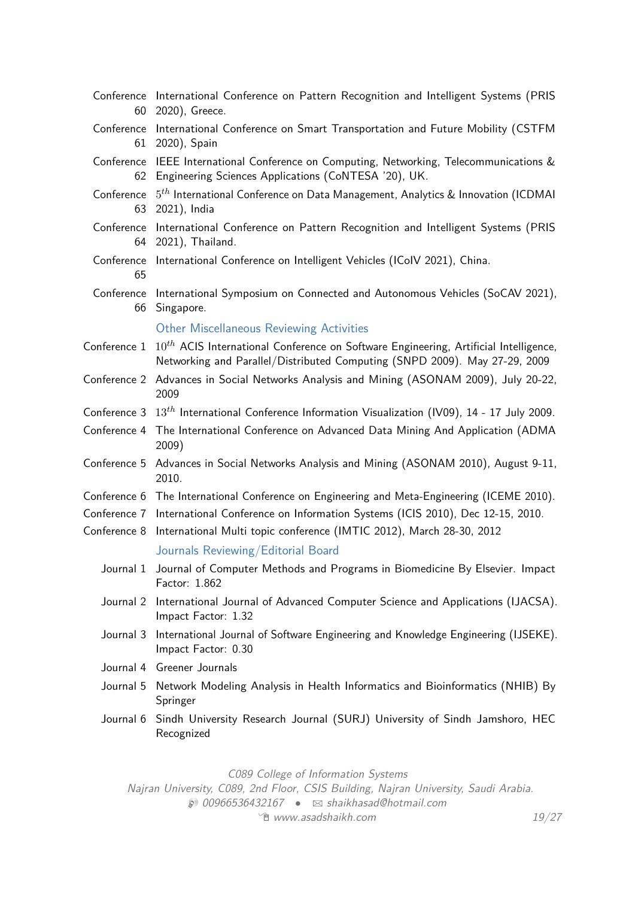Conference 60 International Conference on Pattern Recognition and Intelligent Systems (PRIS 2020), Greece.

Conference 61 International Conference on Smart Transportation and Future Mobility (CSTFM 2020), Spain

Conference 62 IEEE International Conference on Computing, Networking, Telecommunications & Engineering Sciences Applications (CoNTESA '20), UK.

Conference 63 $5^{th}$ International Conference on Data Management, Analytics & Innovation (ICDMAI 2021), India

Conference 64 International Conference on Pattern Recognition and Intelligent Systems (PRIS 2021), Thailand.

Conference 65 International Conference on Intelligent Vehicles (ICoIV 2021), China.

Conference 66 International Symposium on Connected and Autonomous Vehicles (SoCAV 2021), Singapore.

### Other Miscellaneous Reviewing Activities

Conference 1 $10^{th}$ ACIS International Conference on Software Engineering, Artificial Intelligence, Networking and Parallel/Distributed Computing (SNPD 2009). May 27-29, 2009

Conference 2 Advances in Social Networks Analysis and Mining (ASONAM 2009), July 20-22, 2009

Conference 3 $13^{th}$ International Conference Information Visualization (IV09), 14 - 17 July 2009.

Conference 4 The International Conference on Advanced Data Mining And Application (ADMA 2009)

Conference 5 Advances in Social Networks Analysis and Mining (ASONAM 2010), August 9-11, 2010.

Conference 6 The International Conference on Engineering and Meta-Engineering (ICEME 2010).

Conference 7 International Conference on Information Systems (ICIS 2010), Dec 12-15, 2010.

Conference 8 International Multi topic conference (IMTIC 2012), March 28-30, 2012

### Journals Reviewing/Editorial Board

Journal 1 Journal of Computer Methods and Programs in Biomedicine By Elsevier. Impact Factor: 1.862

Journal 2 International Journal of Advanced Computer Science and Applications (IJACSA). Impact Factor: 1.32

Journal 3 International Journal of Software Engineering and Knowledge Engineering (IJSEKE). Impact Factor: 0.30

Journal 4 Greener Journals

Journal 5 Network Modeling Analysis in Health Informatics and Bioinformatics (NHIB) By Springer

Journal 6 Sindh University Research Journal (SURJ) University of Sindh Jamshoro, HEC Recognized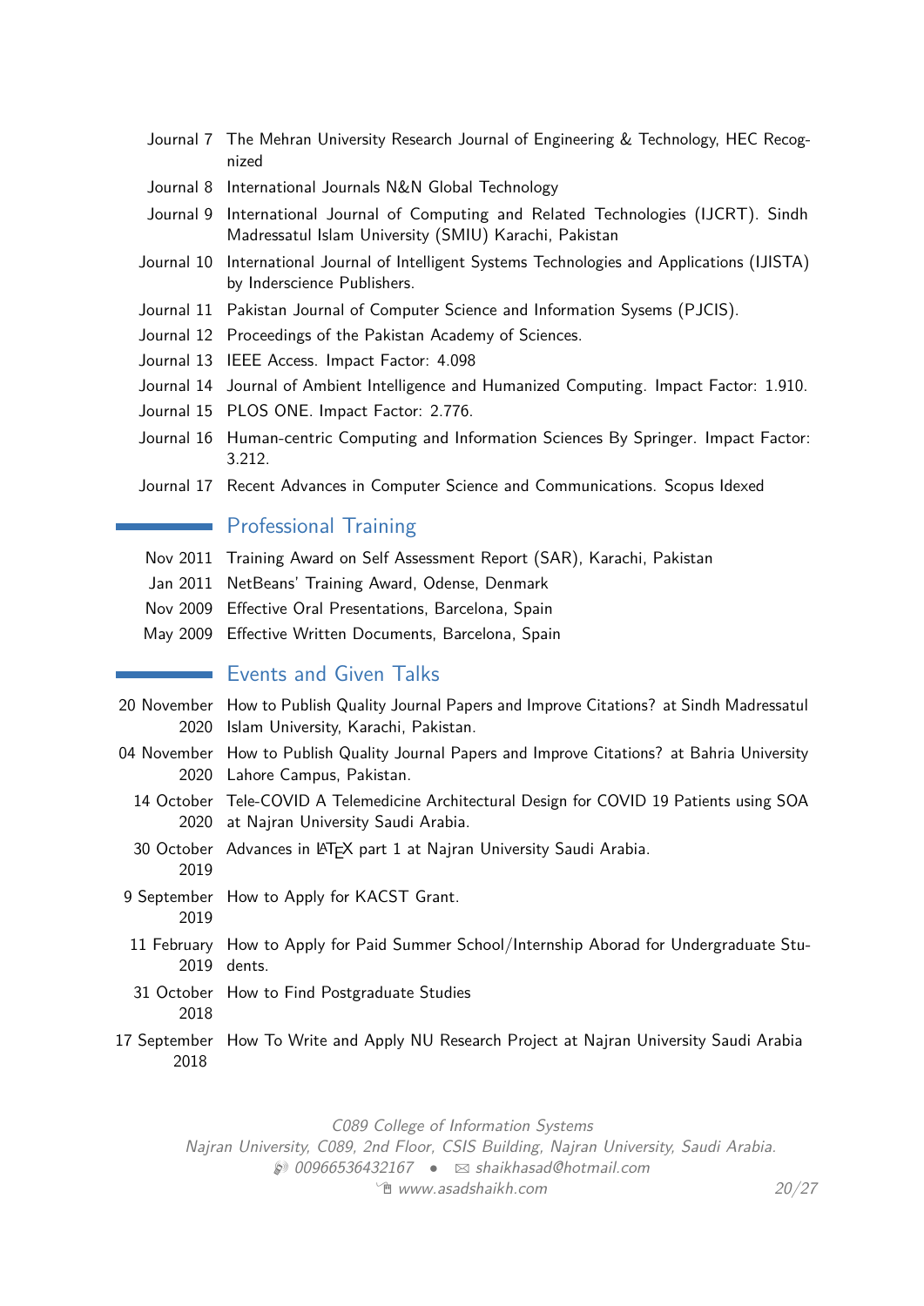- Journal 7 — The Mehran University Research Journal of Engineering & Technology, HEC Recognized
- Journal 8 — International Journals N&N Global Technology
- Journal 9 — International Journal of Computing and Related Technologies (IJCRT). Sindh Madressatul Islam University (SMIU) Karachi, Pakistan
- Journal 10 — International Journal of Intelligent Systems Technologies and Applications (IJISTA) by Inderscience Publishers.
- Journal 11 — Pakistan Journal of Computer Science and Information Sysems (PJCIS).
- Journal 12 — Proceedings of the Pakistan Academy of Sciences.
- Journal 13 — IEEE Access. Impact Factor: 4.098
- Journal 14 — Journal of Ambient Intelligence and Humanized Computing. Impact Factor: 1.910.
- Journal 15 — PLOS ONE. Impact Factor: 2.776.
- Journal 16 — Human-centric Computing and Information Sciences By Springer. Impact Factor: 3.212.
- Journal 17 — Recent Advances in Computer Science and Communications. Scopus Idexed

## Professional Training

- Nov 2011 — Training Award on Self Assessment Report (SAR), Karachi, Pakistan
- Jan 2011 — NetBeans' Training Award, Odense, Denmark
- Nov 2009 — Effective Oral Presentations, Barcelona, Spain
- May 2009 — Effective Written Documents, Barcelona, Spain

## Events and Given Talks

- 20 November 2020 — How to Publish Quality Journal Papers and Improve Citations? at Sindh Madressatul Islam University, Karachi, Pakistan.
- 04 November 2020 — How to Publish Quality Journal Papers and Improve Citations? at Bahria University Lahore Campus, Pakistan.
- 14 October 2020 — Tele-COVID A Telemedicine Architectural Design for COVID 19 Patients using SOA at Najran University Saudi Arabia.
- 30 October 2019 — Advances in LaTeX part 1 at Najran University Saudi Arabia.
- 9 September 2019 — How to Apply for KACST Grant.
- 11 February 2019 — How to Apply for Paid Summer School/Internship Aborad for Undergraduate Students.
- 31 October 2018 — How to Find Postgraduate Studies
- 17 September 2018 — How To Write and Apply NU Research Project at Najran University Saudi Arabia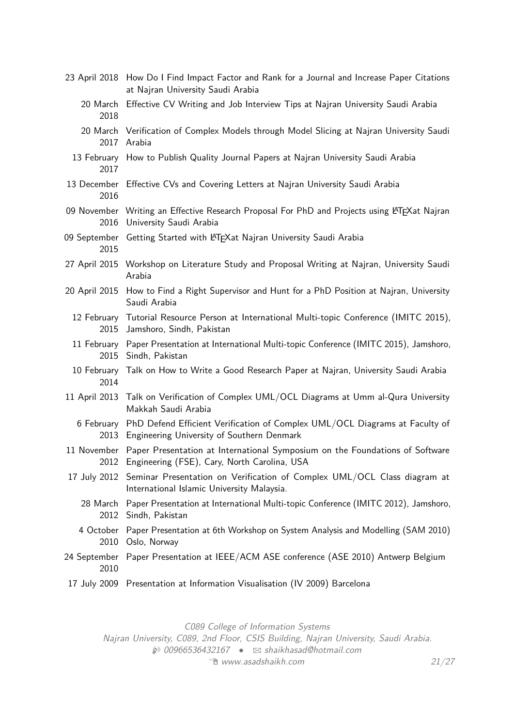| | |
|---|---|
| 23 April 2018 | How Do I Find Impact Factor and Rank for a Journal and Increase Paper Citations at Najran University Saudi Arabia |
| 20 March 2018 | Effective CV Writing and Job Interview Tips at Najran University Saudi Arabia |
| 20 March 2017 | Verification of Complex Models through Model Slicing at Najran University Saudi Arabia |
| 13 February 2017 | How to Publish Quality Journal Papers at Najran University Saudi Arabia |
| 13 December 2016 | Effective CVs and Covering Letters at Najran University Saudi Arabia |
| 09 November 2016 | Writing an Effective Research Proposal For PhD and Projects using LaTeXat Najran University Saudi Arabia |
| 09 September 2015 | Getting Started with LaTeXat Najran University Saudi Arabia |
| 27 April 2015 | Workshop on Literature Study and Proposal Writing at Najran, University Saudi Arabia |
| 20 April 2015 | How to Find a Right Supervisor and Hunt for a PhD Position at Najran, University Saudi Arabia |
| 12 February 2015 | Tutorial Resource Person at International Multi-topic Conference (IMITC 2015), Jamshoro, Sindh, Pakistan |
| 11 February 2015 | Paper Presentation at International Multi-topic Conference (IMITC 2015), Jamshoro, Sindh, Pakistan |
| 10 February 2014 | Talk on How to Write a Good Research Paper at Najran, University Saudi Arabia |
| 11 April 2013 | Talk on Verification of Complex UML/OCL Diagrams at Umm al-Qura University Makkah Saudi Arabia |
| 6 February 2013 | PhD Defend Efficient Verification of Complex UML/OCL Diagrams at Faculty of Engineering University of Southern Denmark |
| 11 November 2012 | Paper Presentation at International Symposium on the Foundations of Software Engineering (FSE), Cary, North Carolina, USA |
| 17 July 2012 | Seminar Presentation on Verification of Complex UML/OCL Class diagram at International Islamic University Malaysia. |
| 28 March 2012 | Paper Presentation at International Multi-topic Conference (IMITC 2012), Jamshoro, Sindh, Pakistan |
| 4 October 2010 | Paper Presentation at 6th Workshop on System Analysis and Modelling (SAM 2010) Oslo, Norway |
| 24 September 2010 | Paper Presentation at IEEE/ACM ASE conference (ASE 2010) Antwerp Belgium |
| 17 July 2009 | Presentation at Information Visualisation (IV 2009) Barcelona |

*C089 College of Information Systems*
*Najran University, C089, 2nd Floor, CSIS Building, Najran University, Saudi Arabia.*
*00966536432167 • shaikhasad@hotmail.com*
*www.asadshaikh.com*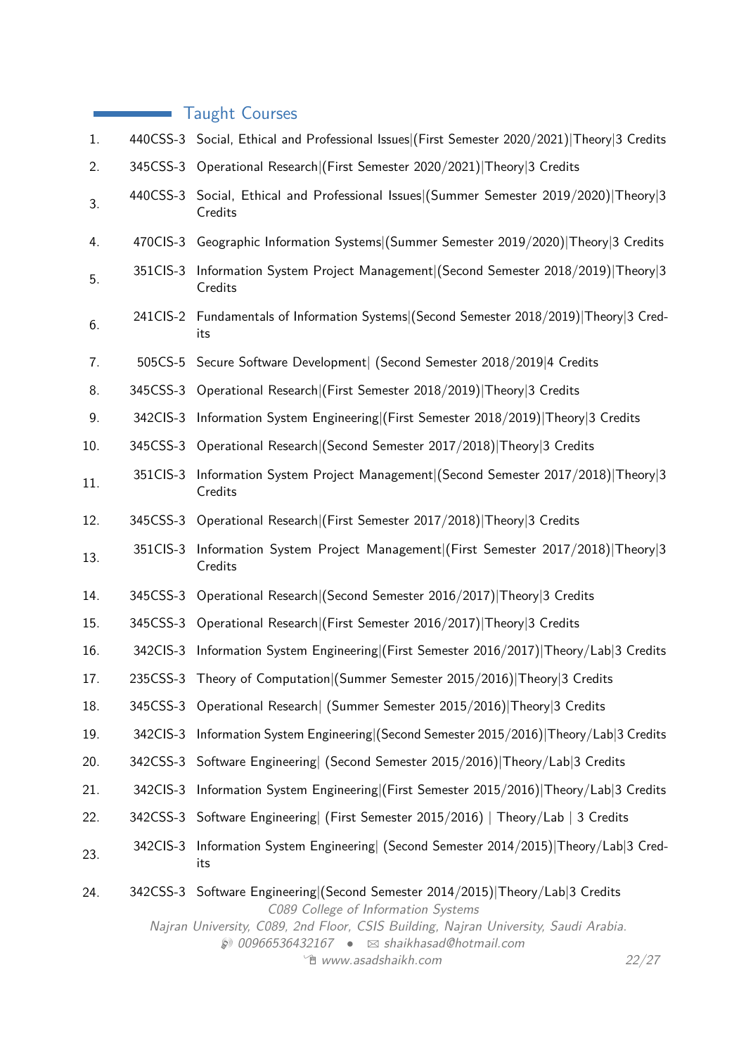## Taught Courses

1. 440CSS-3 Social, Ethical and Professional Issues|(First Semester 2020/2021)|Theory|3 Credits
2. 345CSS-3 Operational Research|(First Semester 2020/2021)|Theory|3 Credits
3. 440CSS-3 Social, Ethical and Professional Issues|(Summer Semester 2019/2020)|Theory|3 Credits
4. 470CIS-3 Geographic Information Systems|(Summer Semester 2019/2020)|Theory|3 Credits
5. 351CIS-3 Information System Project Management|(Second Semester 2018/2019)|Theory|3 Credits
6. 241CIS-2 Fundamentals of Information Systems|(Second Semester 2018/2019)|Theory|3 Credits
7. 505CS-5 Secure Software Development| (Second Semester 2018/2019|4 Credits
8. 345CSS-3 Operational Research|(First Semester 2018/2019)|Theory|3 Credits
9. 342CIS-3 Information System Engineering|(First Semester 2018/2019)|Theory|3 Credits
10. 345CSS-3 Operational Research|(Second Semester 2017/2018)|Theory|3 Credits
11. 351CIS-3 Information System Project Management|(Second Semester 2017/2018)|Theory|3 Credits
12. 345CSS-3 Operational Research|(First Semester 2017/2018)|Theory|3 Credits
13. 351CIS-3 Information System Project Management|(First Semester 2017/2018)|Theory|3 Credits
14. 345CSS-3 Operational Research|(Second Semester 2016/2017)|Theory|3 Credits
15. 345CSS-3 Operational Research|(First Semester 2016/2017)|Theory|3 Credits
16. 342CIS-3 Information System Engineering|(First Semester 2016/2017)|Theory/Lab|3 Credits
17. 235CSS-3 Theory of Computation|(Summer Semester 2015/2016)|Theory|3 Credits
18. 345CSS-3 Operational Research| (Summer Semester 2015/2016)|Theory|3 Credits
19. 342CIS-3 Information System Engineering|(Second Semester 2015/2016)|Theory/Lab|3 Credits
20. 342CSS-3 Software Engineering| (Second Semester 2015/2016)|Theory/Lab|3 Credits
21. 342CIS-3 Information System Engineering|(First Semester 2015/2016)|Theory/Lab|3 Credits
22. 342CSS-3 Software Engineering| (First Semester 2015/2016) | Theory/Lab | 3 Credits
23. 342CIS-3 Information System Engineering| (Second Semester 2014/2015)|Theory/Lab|3 Credits
24. 342CSS-3 Software Engineering|(Second Semester 2014/2015)|Theory/Lab|3 Credits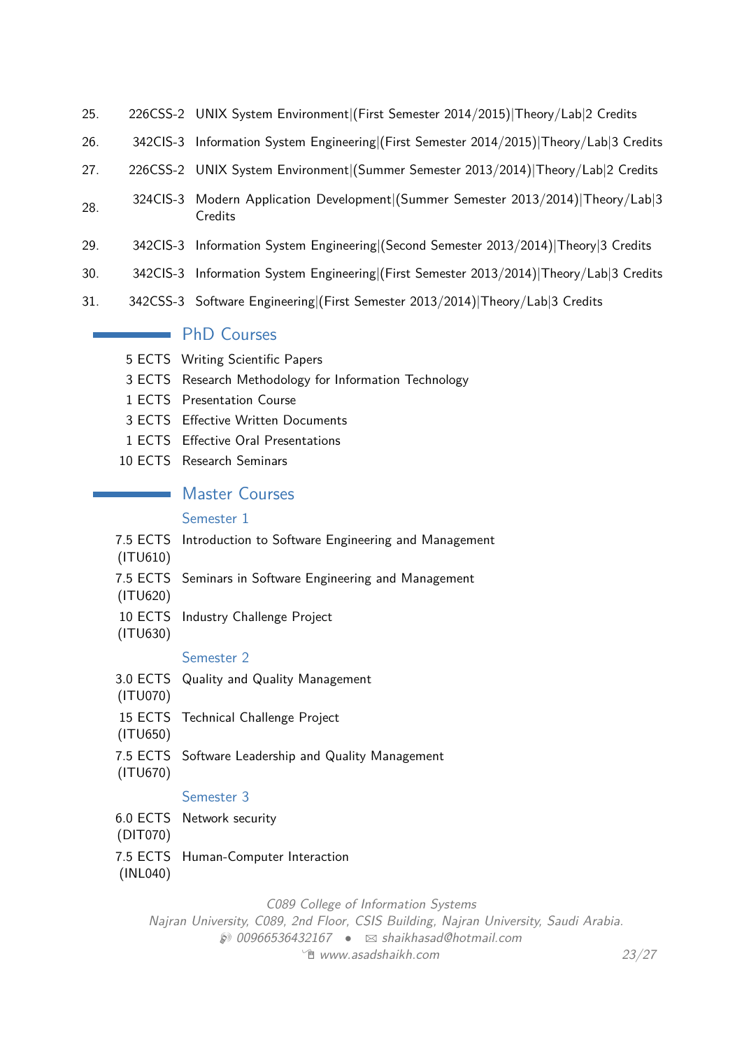25. 226CSS-2 UNIX System Environment|(First Semester 2014/2015)|Theory/Lab|2 Credits
26. 342CIS-3 Information System Engineering|(First Semester 2014/2015)|Theory/Lab|3 Credits
27. 226CSS-2 UNIX System Environment|(Summer Semester 2013/2014)|Theory/Lab|2 Credits
28. 324CIS-3 Modern Application Development|(Summer Semester 2013/2014)|Theory/Lab|3 Credits
29. 342CIS-3 Information System Engineering|(Second Semester 2013/2014)|Theory|3 Credits
30. 342CIS-3 Information System Engineering|(First Semester 2013/2014)|Theory/Lab|3 Credits
31. 342CSS-3 Software Engineering|(First Semester 2013/2014)|Theory/Lab|3 Credits

## PhD Courses

5 ECTS Writing Scientific Papers

3 ECTS Research Methodology for Information Technology

1 ECTS Presentation Course

3 ECTS Effective Written Documents

1 ECTS Effective Oral Presentations

10 ECTS Research Seminars

## Master Courses

### Semester 1

7.5 ECTS (ITU610) Introduction to Software Engineering and Management

7.5 ECTS (ITU620) Seminars in Software Engineering and Management

10 ECTS (ITU630) Industry Challenge Project

### Semester 2

3.0 ECTS (ITU070) Quality and Quality Management

15 ECTS (ITU650) Technical Challenge Project

7.5 ECTS (ITU670) Software Leadership and Quality Management

### Semester 3

6.0 ECTS (DIT070) Network security

7.5 ECTS (INL040) Human-Computer Interaction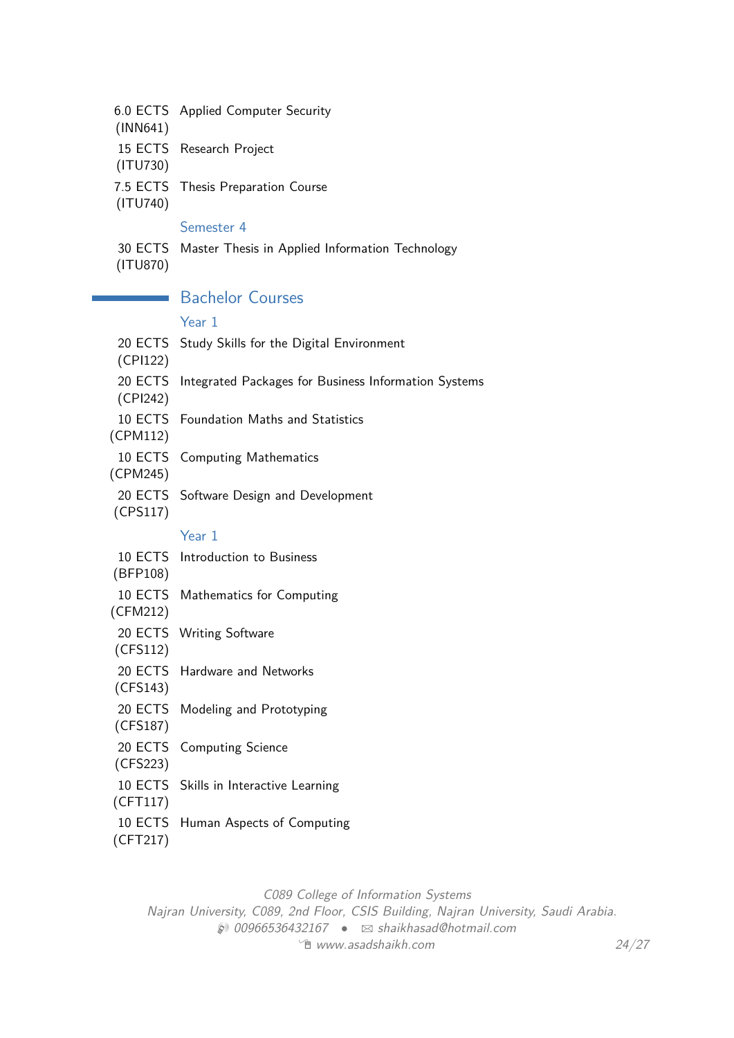6.0 ECTS (INN641) Applied Computer Security

15 ECTS (ITU730) Research Project

7.5 ECTS (ITU740) Thesis Preparation Course

### Semester 4

30 ECTS (ITU870) Master Thesis in Applied Information Technology

## Bachelor Courses

### Year 1

20 ECTS (CPI122) Study Skills for the Digital Environment

20 ECTS (CPI242) Integrated Packages for Business Information Systems

10 ECTS (CPM112) Foundation Maths and Statistics

10 ECTS (CPM245) Computing Mathematics

20 ECTS (CPS117) Software Design and Development

### Year 1

10 ECTS (BFP108) Introduction to Business

10 ECTS (CFM212) Mathematics for Computing

20 ECTS (CFS112) Writing Software

20 ECTS (CFS143) Hardware and Networks

20 ECTS (CFS187) Modeling and Prototyping

20 ECTS (CFS223) Computing Science

10 ECTS (CFT117) Skills in Interactive Learning

10 ECTS (CFT217) Human Aspects of Computing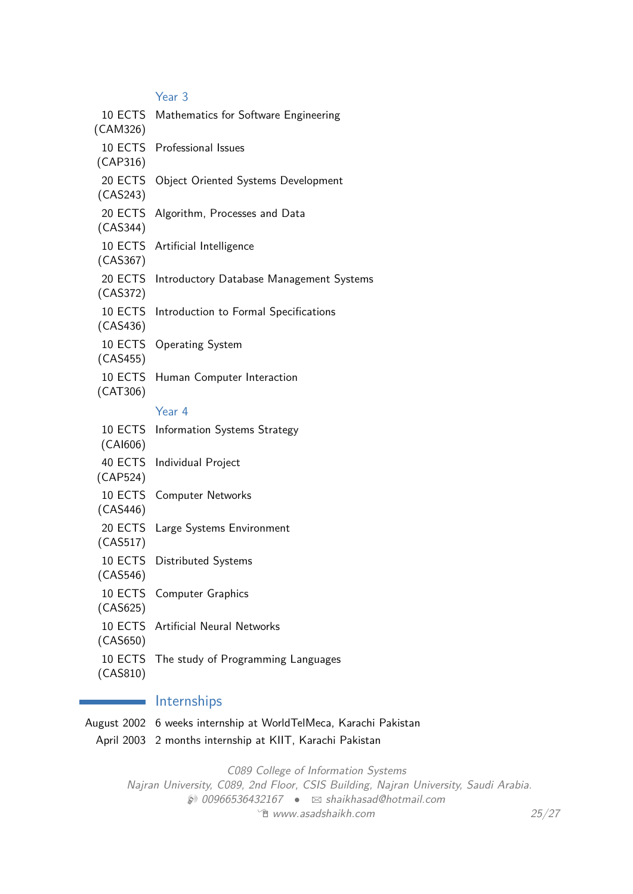### Year 3

- 10 ECTS (CAM326) Mathematics for Software Engineering
- 10 ECTS (CAP316) Professional Issues
- 20 ECTS (CAS243) Object Oriented Systems Development
- 20 ECTS (CAS344) Algorithm, Processes and Data
- 10 ECTS (CAS367) Artificial Intelligence
- 20 ECTS (CAS372) Introductory Database Management Systems
- 10 ECTS (CAS436) Introduction to Formal Specifications
- 10 ECTS (CAS455) Operating System
- 10 ECTS (CAT306) Human Computer Interaction

### Year 4

- 10 ECTS (CAI606) Information Systems Strategy
- 40 ECTS (CAP524) Individual Project
- 10 ECTS (CAS446) Computer Networks
- 20 ECTS (CAS517) Large Systems Environment
- 10 ECTS (CAS546) Distributed Systems
- 10 ECTS (CAS625) Computer Graphics
- 10 ECTS (CAS650) Artificial Neural Networks
- 10 ECTS (CAS810) The study of Programming Languages

## Internships

- August 2002 — 6 weeks internship at WorldTelMeca, Karachi Pakistan
- April 2003 — 2 months internship at KIIT, Karachi Pakistan

*C089 College of Information Systems*
*Najran University, C089, 2nd Floor, CSIS Building, Najran University, Saudi Arabia.*
*00966536432167 • shaikhasad@hotmail.com*
*www.asadshaikh.com*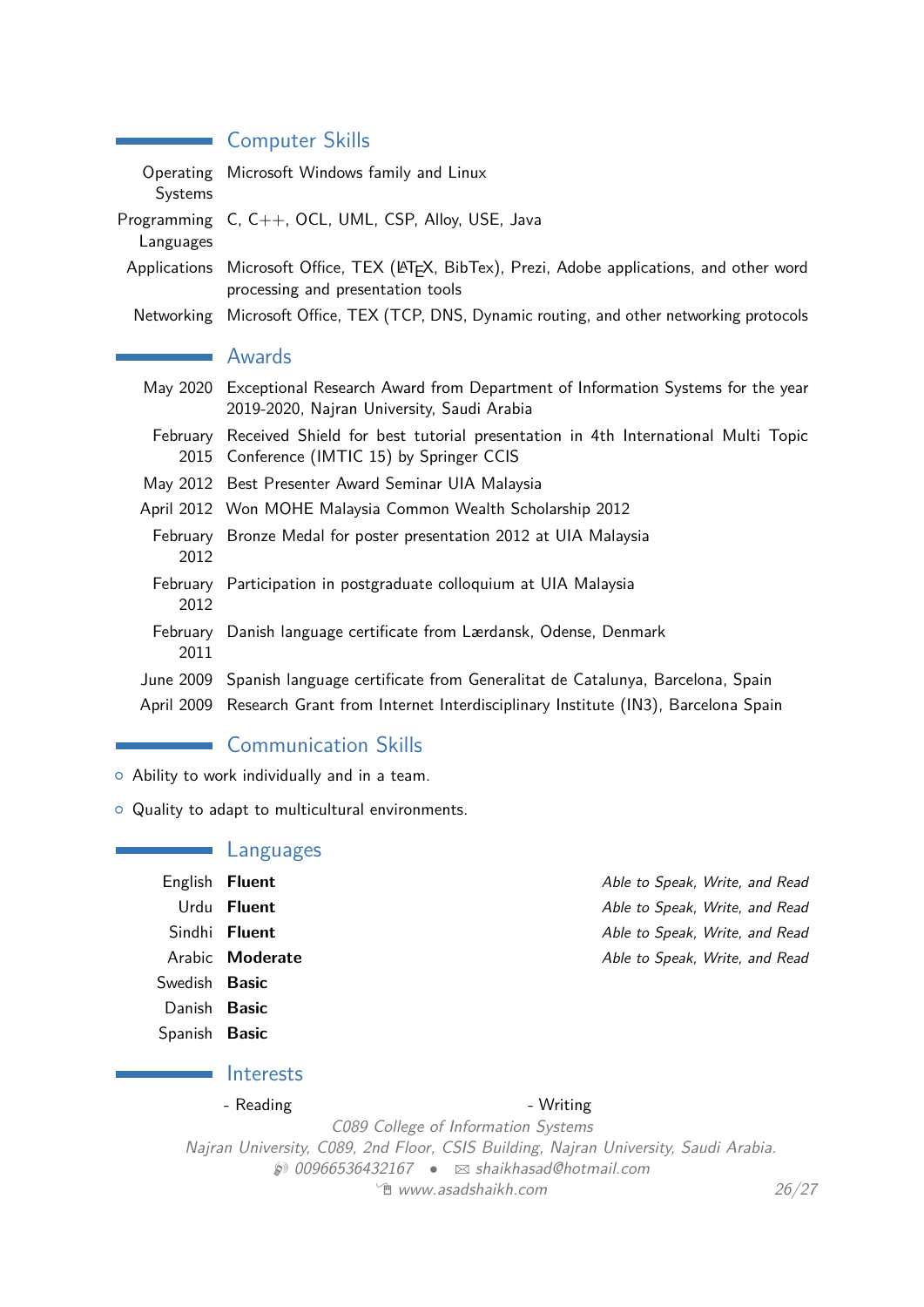## Computer Skills

| | |
|---|---|
| Operating Systems | Microsoft Windows family and Linux |
| Programming Languages | C, C++, OCL, UML, CSP, Alloy, USE, Java |
| Applications | Microsoft Office, TEX (LaTeX, BibTex), Prezi, Adobe applications, and other word processing and presentation tools |
| Networking | Microsoft Office, TEX (TCP, DNS, Dynamic routing, and other networking protocols |

## Awards

| | |
|---|---|
| May 2020 | Exceptional Research Award from Department of Information Systems for the year 2019-2020, Najran University, Saudi Arabia |
| February 2015 | Received Shield for best tutorial presentation in 4th International Multi Topic Conference (IMTIC 15) by Springer CCIS |
| May 2012 | Best Presenter Award Seminar UIA Malaysia |
| April 2012 | Won MOHE Malaysia Common Wealth Scholarship 2012 |
| February 2012 | Bronze Medal for poster presentation 2012 at UIA Malaysia |
| February 2012 | Participation in postgraduate colloquium at UIA Malaysia |
| February 2011 | Danish language certificate from Lærdansk, Odense, Denmark |
| June 2009 | Spanish language certificate from Generalitat de Catalunya, Barcelona, Spain |
| April 2009 | Research Grant from Internet Interdisciplinary Institute (IN3), Barcelona Spain |

## Communication Skills

- Ability to work individually and in a team.
- Quality to adapt to multicultural environments.

## Languages

| | | |
|---|---|---|
| English | **Fluent** | *Able to Speak, Write, and Read* |
| Urdu | **Fluent** | *Able to Speak, Write, and Read* |
| Sindhi | **Fluent** | *Able to Speak, Write, and Read* |
| Arabic | **Moderate** | *Able to Speak, Write, and Read* |
| Swedish | **Basic** | |
| Danish | **Basic** | |
| Spanish | **Basic** | |

## Interests

- Reading
- Writing

*C089 College of Information Systems*
*Najran University, C089, 2nd Floor, CSIS Building, Najran University, Saudi Arabia.*
*00966536432167 • shaikhasad@hotmail.com*
*www.asadshaikh.com*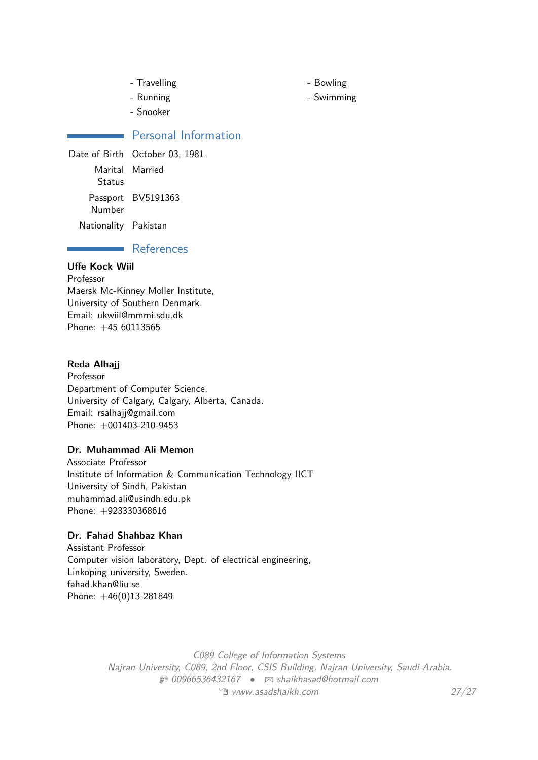- Travelling
- Running
- Snooker
- Bowling
- Swimming

## Personal Information

| | |
|---|---|
| Date of Birth | October 03, 1981 |
| Marital Status | Married |
| Passport Number | BV5191363 |
| Nationality | Pakistan |

## References

**Uffe Kock Wiil**
Professor
Maersk Mc-Kinney Moller Institute,
University of Southern Denmark.
Email: ukwiil@mmmi.sdu.dk
Phone: +45 60113565

**Reda Alhajj**
Professor
Department of Computer Science,
University of Calgary, Calgary, Alberta, Canada.
Email: rsalhajj@gmail.com
Phone: +001403-210-9453

**Dr. Muhammad Ali Memon**
Associate Professor
Institute of Information & Communication Technology IICT
University of Sindh, Pakistan
muhammad.ali@usindh.edu.pk
Phone: +923330368616

**Dr. Fahad Shahbaz Khan**
Assistant Professor
Computer vision laboratory, Dept. of electrical engineering,
Linkoping university, Sweden.
fahad.khan@liu.se
Phone: +46(0)13 281849